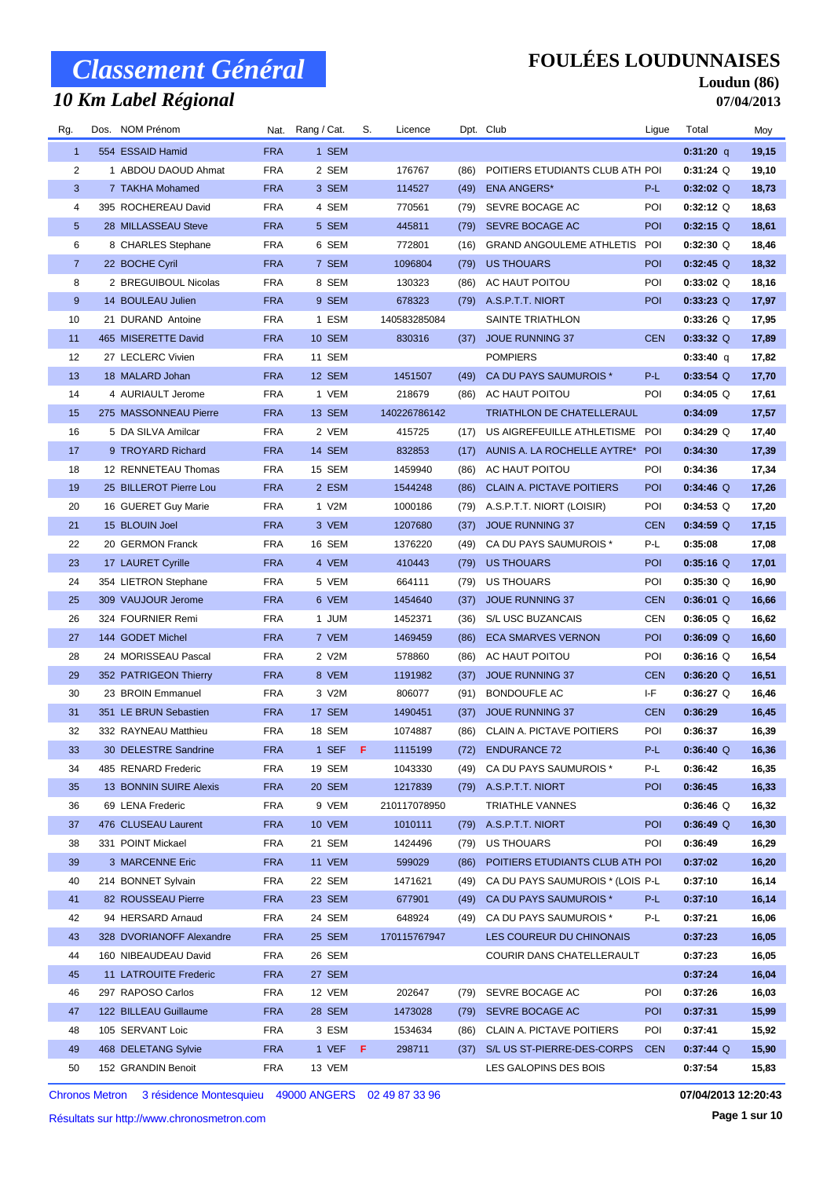# Classement Général

## 10 Km Label Régional

**FOULÉES LOUDUNNAISES**

**Loudun (86)**

**07/04/2013**

| Rg. | Dos. | NOM Prénom | Nat. | Rang / Cat. | S. | Licence | Dpt. | Club | Ligue | Total | Moy |
|---|---|---|---|---|---|---|---|---|---|---|---|
| 1 | 554 | ESSAID Hamid | FRA | 1 SEM | | | | | | 0:31:20 q | 19,15 |
| 2 | 1 | ABDOU DAOUD Ahmat | FRA | 2 SEM | | 176767 | (86) | POITIERS ETUDIANTS CLUB ATH | POI | 0:31:24 Q | 19,10 |
| 3 | 7 | TAKHA Mohamed | FRA | 3 SEM | | 114527 | (49) | ENA ANGERS* | P-L | 0:32:02 Q | 18,73 |
| 4 | 395 | ROCHEREAU David | FRA | 4 SEM | | 770561 | (79) | SEVRE BOCAGE AC | POI | 0:32:12 Q | 18,63 |
| 5 | 28 | MILLASSEAU Steve | FRA | 5 SEM | | 445811 | (79) | SEVRE BOCAGE AC | POI | 0:32:15 Q | 18,61 |
| 6 | 8 | CHARLES Stephane | FRA | 6 SEM | | 772801 | (16) | GRAND ANGOULEME ATHLETIS | POI | 0:32:30 Q | 18,46 |
| 7 | 22 | BOCHE Cyril | FRA | 7 SEM | | 1096804 | (79) | US THOUARS | POI | 0:32:45 Q | 18,32 |
| 8 | 2 | BREGUIBOUL Nicolas | FRA | 8 SEM | | 130323 | (86) | AC HAUT POITOU | POI | 0:33:02 Q | 18,16 |
| 9 | 14 | BOULEAU Julien | FRA | 9 SEM | | 678323 | (79) | A.S.P.T.T. NIORT | POI | 0:33:23 Q | 17,97 |
| 10 | 21 | DURAND Antoine | FRA | 1 ESM | | 140583285084 | | SAINTE TRIATHLON | | 0:33:26 Q | 17,95 |
| 11 | 465 | MISERETTE David | FRA | 10 SEM | | 830316 | (37) | JOUE RUNNING 37 | CEN | 0:33:32 Q | 17,89 |
| 12 | 27 | LECLERC Vivien | FRA | 11 SEM | | | | POMPIERS | | 0:33:40 q | 17,82 |
| 13 | 18 | MALARD Johan | FRA | 12 SEM | | 1451507 | (49) | CA DU PAYS SAUMUROIS * | P-L | 0:33:54 Q | 17,70 |
| 14 | 4 | AURIAULT Jerome | FRA | 1 VEM | | 218679 | (86) | AC HAUT POITOU | POI | 0:34:05 Q | 17,61 |
| 15 | 275 | MASSONNEAU Pierre | FRA | 13 SEM | | 140226786142 | | TRIATHLON DE CHATELLERAUL | | 0:34:09 | 17,57 |
| 16 | 5 | DA SILVA Amilcar | FRA | 2 VEM | | 415725 | (17) | US AIGREFEUILLE ATHLETISME | POI | 0:34:29 Q | 17,40 |
| 17 | 9 | TROYARD Richard | FRA | 14 SEM | | 832853 | (17) | AUNIS A. LA ROCHELLE AYTRE* | POI | 0:34:30 | 17,39 |
| 18 | 12 | RENNETEAU Thomas | FRA | 15 SEM | | 1459940 | (86) | AC HAUT POITOU | POI | 0:34:36 | 17,34 |
| 19 | 25 | BILLEROT Pierre Lou | FRA | 2 ESM | | 1544248 | (86) | CLAIN A. PICTAVE POITIERS | POI | 0:34:46 Q | 17,26 |
| 20 | 16 | GUERET Guy Marie | FRA | 1 V2M | | 1000186 | (79) | A.S.P.T.T. NIORT (LOISIR) | POI | 0:34:53 Q | 17,20 |
| 21 | 15 | BLOUIN Joel | FRA | 3 VEM | | 1207680 | (37) | JOUE RUNNING 37 | CEN | 0:34:59 Q | 17,15 |
| 22 | 20 | GERMON Franck | FRA | 16 SEM | | 1376220 | (49) | CA DU PAYS SAUMUROIS * | P-L | 0:35:08 | 17,08 |
| 23 | 17 | LAURET Cyrille | FRA | 4 VEM | | 410443 | (79) | US THOUARS | POI | 0:35:16 Q | 17,01 |
| 24 | 354 | LIETRON Stephane | FRA | 5 VEM | | 664111 | (79) | US THOUARS | POI | 0:35:30 Q | 16,90 |
| 25 | 309 | VAUJOUR Jerome | FRA | 6 VEM | | 1454640 | (37) | JOUE RUNNING 37 | CEN | 0:36:01 Q | 16,66 |
| 26 | 324 | FOURNIER Remi | FRA | 1 JUM | | 1452371 | (36) | S/L USC BUZANCAIS | CEN | 0:36:05 Q | 16,62 |
| 27 | 144 | GODET Michel | FRA | 7 VEM | | 1469459 | (86) | ECA SMARVES VERNON | POI | 0:36:09 Q | 16,60 |
| 28 | 24 | MORISSEAU Pascal | FRA | 2 V2M | | 578860 | (86) | AC HAUT POITOU | POI | 0:36:16 Q | 16,54 |
| 29 | 352 | PATRIGEON Thierry | FRA | 8 VEM | | 1191982 | (37) | JOUE RUNNING 37 | CEN | 0:36:20 Q | 16,51 |
| 30 | 23 | BROIN Emmanuel | FRA | 3 V2M | | 806077 | (91) | BONDOUFLE AC | I-F | 0:36:27 Q | 16,46 |
| 31 | 351 | LE BRUN Sebastien | FRA | 17 SEM | | 1490451 | (37) | JOUE RUNNING 37 | CEN | 0:36:29 | 16,45 |
| 32 | 332 | RAYNEAU Matthieu | FRA | 18 SEM | | 1074887 | (86) | CLAIN A. PICTAVE POITIERS | POI | 0:36:37 | 16,39 |
| 33 | 30 | DELESTRE Sandrine | FRA | 1 SEF | F | 1115199 | (72) | ENDURANCE 72 | P-L | 0:36:40 Q | 16,36 |
| 34 | 485 | RENARD Frederic | FRA | 19 SEM | | 1043330 | (49) | CA DU PAYS SAUMUROIS * | P-L | 0:36:42 | 16,35 |
| 35 | 13 | BONNIN SUIRE Alexis | FRA | 20 SEM | | 1217839 | (79) | A.S.P.T.T. NIORT | POI | 0:36:45 | 16,33 |
| 36 | 69 | LENA Frederic | FRA | 9 VEM | | 210117078950 | | TRIATHLE VANNES | | 0:36:46 Q | 16,32 |
| 37 | 476 | CLUSEAU Laurent | FRA | 10 VEM | | 1010111 | (79) | A.S.P.T.T. NIORT | POI | 0:36:49 Q | 16,30 |
| 38 | 331 | POINT Mickael | FRA | 21 SEM | | 1424496 | (79) | US THOUARS | POI | 0:36:49 | 16,29 |
| 39 | 3 | MARCENNE Eric | FRA | 11 VEM | | 599029 | (86) | POITIERS ETUDIANTS CLUB ATH | POI | 0:37:02 | 16,20 |
| 40 | 214 | BONNET Sylvain | FRA | 22 SEM | | 1471621 | (49) | CA DU PAYS SAUMUROIS * (LOIS | P-L | 0:37:10 | 16,14 |
| 41 | 82 | ROUSSEAU Pierre | FRA | 23 SEM | | 677901 | (49) | CA DU PAYS SAUMUROIS * | P-L | 0:37:10 | 16,14 |
| 42 | 94 | HERSARD Arnaud | FRA | 24 SEM | | 648924 | (49) | CA DU PAYS SAUMUROIS * | P-L | 0:37:21 | 16,06 |
| 43 | 328 | DVORIANOFF Alexandre | FRA | 25 SEM | | 170115767947 | | LES COUREUR DU CHINONAIS | | 0:37:23 | 16,05 |
| 44 | 160 | NIBEAUDEAU David | FRA | 26 SEM | | | | COURIR DANS CHATELLERAULT | | 0:37:23 | 16,05 |
| 45 | 11 | LATROUITE Frederic | FRA | 27 SEM | | | | | | 0:37:24 | 16,04 |
| 46 | 297 | RAPOSO Carlos | FRA | 12 VEM | | 202647 | (79) | SEVRE BOCAGE AC | POI | 0:37:26 | 16,03 |
| 47 | 122 | BILLEAU Guillaume | FRA | 28 SEM | | 1473028 | (79) | SEVRE BOCAGE AC | POI | 0:37:31 | 15,99 |
| 48 | 105 | SERVANT Loic | FRA | 3 ESM | | 1534634 | (86) | CLAIN A. PICTAVE POITIERS | POI | 0:37:41 | 15,92 |
| 49 | 468 | DELETANG Sylvie | FRA | 1 VEF | F | 298711 | (37) | S/L US ST-PIERRE-DES-CORPS | CEN | 0:37:44 Q | 15,90 |
| 50 | 152 | GRANDIN Benoit | FRA | 13 VEM | | | | LES GALOPINS DES BOIS | | 0:37:54 | 15,83 |

Chronos Metron 3 résidence Montesquieu 49000 ANGERS 02 49 87 33 96

Résultats sur http://www.chronosmetron.com

07/04/2013 12:20:43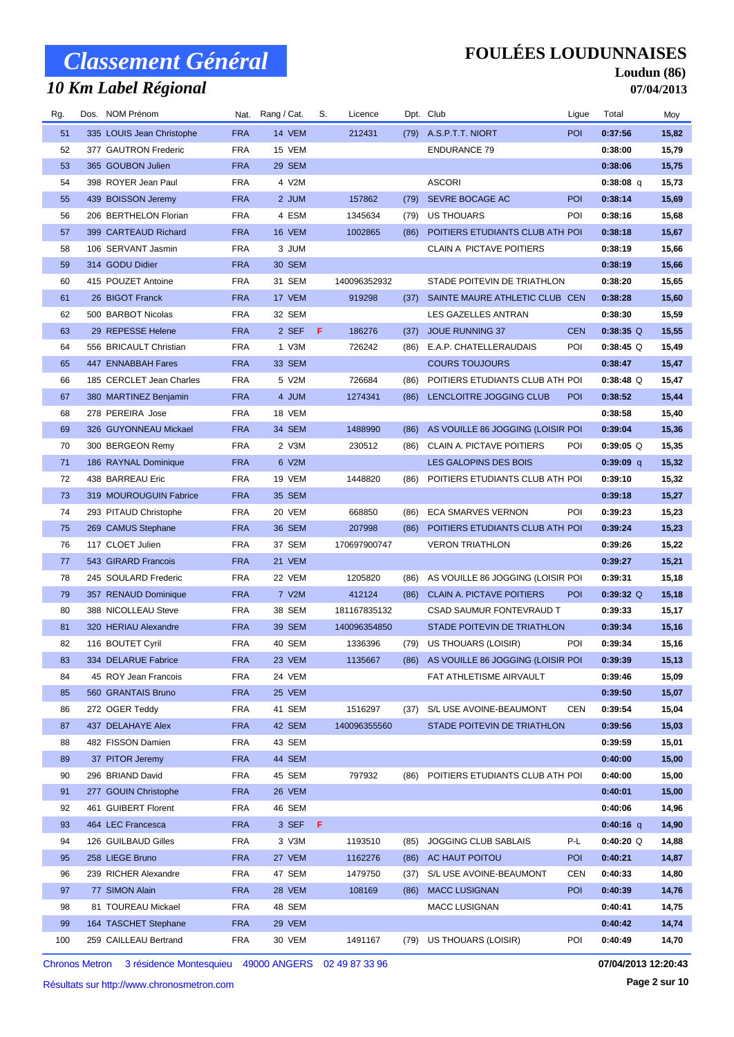# Classement Général

## 10 Km Label Régional

**FOULÉES LOUDUNNAISES**

**Loudun (86)**

**07/04/2013**

| Rg. | Dos. | NOM Prénom | Nat. | Rang / Cat. | S. | Licence | Dpt. | Club | Ligue | Total | Moy |
|---|---|---|---|---|---|---|---|---|---|---|---|
| 51 | 335 | LOUIS Jean Christophe | FRA | 14 VEM | | 212431 | (79) | A.S.P.T.T. NIORT | POI | 0:37:56 | 15,82 |
| 52 | 377 | GAUTRON Frederic | FRA | 15 VEM | | | | ENDURANCE 79 | | 0:38:00 | 15,79 |
| 53 | 365 | GOUBON Julien | FRA | 29 SEM | | | | | | 0:38:06 | 15,75 |
| 54 | 398 | ROYER Jean Paul | FRA | 4 V2M | | | | ASCORI | | 0:38:08 q | 15,73 |
| 55 | 439 | BOISSON Jeremy | FRA | 2 JUM | | 157862 | (79) | SEVRE BOCAGE AC | POI | 0:38:14 | 15,69 |
| 56 | 206 | BERTHELON Florian | FRA | 4 ESM | | 1345634 | (79) | US THOUARS | POI | 0:38:16 | 15,68 |
| 57 | 399 | CARTEAUD Richard | FRA | 16 VEM | | 1002865 | (86) | POITIERS ETUDIANTS CLUB ATH | POI | 0:38:18 | 15,67 |
| 58 | 106 | SERVANT Jasmin | FRA | 3 JUM | | | | CLAIN A PICTAVE POITIERS | | 0:38:19 | 15,66 |
| 59 | 314 | GODU Didier | FRA | 30 SEM | | | | | | 0:38:19 | 15,66 |
| 60 | 415 | POUZET Antoine | FRA | 31 SEM | | 140096352932 | | STADE POITEVIN DE TRIATHLON | | 0:38:20 | 15,65 |
| 61 | 26 | BIGOT Franck | FRA | 17 VEM | | 919298 | (37) | SAINTE MAURE ATHLETIC CLUB | CEN | 0:38:28 | 15,60 |
| 62 | 500 | BARBOT Nicolas | FRA | 32 SEM | | | | LES GAZELLES ANTRAN | | 0:38:30 | 15,59 |
| 63 | 29 | REPESSE Helene | FRA | 2 SEF | F | 186276 | (37) | JOUE RUNNING 37 | CEN | 0:38:35 Q | 15,55 |
| 64 | 556 | BRICAULT Christian | FRA | 1 V3M | | 726242 | (86) | E.A.P. CHATELLERAUDAIS | POI | 0:38:45 Q | 15,49 |
| 65 | 447 | ENNABBAH Fares | FRA | 33 SEM | | | | COURS TOUJOURS | | 0:38:47 | 15,47 |
| 66 | 185 | CERCLET Jean Charles | FRA | 5 V2M | | 726684 | (86) | POITIERS ETUDIANTS CLUB ATH | POI | 0:38:48 Q | 15,47 |
| 67 | 380 | MARTINEZ Benjamin | FRA | 4 JUM | | 1274341 | (86) | LENCLOITRE JOGGING CLUB | POI | 0:38:52 | 15,44 |
| 68 | 278 | PEREIRA Jose | FRA | 18 VEM | | | | | | 0:38:58 | 15,40 |
| 69 | 326 | GUYONNEAU Mickael | FRA | 34 SEM | | 1488990 | (86) | AS VOUILLE 86 JOGGING (LOISIR | POI | 0:39:04 | 15,36 |
| 70 | 300 | BERGEON Remy | FRA | 2 V3M | | 230512 | (86) | CLAIN A. PICTAVE POITIERS | POI | 0:39:05 Q | 15,35 |
| 71 | 186 | RAYNAL Dominique | FRA | 6 V2M | | | | LES GALOPINS DES BOIS | | 0:39:09 q | 15,32 |
| 72 | 438 | BARREAU Eric | FRA | 19 VEM | | 1448820 | (86) | POITIERS ETUDIANTS CLUB ATH | POI | 0:39:10 | 15,32 |
| 73 | 319 | MOUROUGUIN Fabrice | FRA | 35 SEM | | | | | | 0:39:18 | 15,27 |
| 74 | 293 | PITAUD Christophe | FRA | 20 VEM | | 668850 | (86) | ECA SMARVES VERNON | POI | 0:39:23 | 15,23 |
| 75 | 269 | CAMUS Stephane | FRA | 36 SEM | | 207998 | (86) | POITIERS ETUDIANTS CLUB ATH | POI | 0:39:24 | 15,23 |
| 76 | 117 | CLOET Julien | FRA | 37 SEM | | 170697900747 | | VERON TRIATHLON | | 0:39:26 | 15,22 |
| 77 | 543 | GIRARD Francois | FRA | 21 VEM | | | | | | 0:39:27 | 15,21 |
| 78 | 245 | SOULARD Frederic | FRA | 22 VEM | | 1205820 | (86) | AS VOUILLE 86 JOGGING (LOISIR | POI | 0:39:31 | 15,18 |
| 79 | 357 | RENAUD Dominique | FRA | 7 V2M | | 412124 | (86) | CLAIN A. PICTAVE POITIERS | POI | 0:39:32 Q | 15,18 |
| 80 | 388 | NICOLLEAU Steve | FRA | 38 SEM | | 181167835132 | | CSAD SAUMUR FONTEVRAUD T | | 0:39:33 | 15,17 |
| 81 | 320 | HERIAU Alexandre | FRA | 39 SEM | | 140096354850 | | STADE POITEVIN DE TRIATHLON | | 0:39:34 | 15,16 |
| 82 | 116 | BOUTET Cyril | FRA | 40 SEM | | 1336396 | (79) | US THOUARS (LOISIR) | POI | 0:39:34 | 15,16 |
| 83 | 334 | DELARUE Fabrice | FRA | 23 VEM | | 1135667 | (86) | AS VOUILLE 86 JOGGING (LOISIR | POI | 0:39:39 | 15,13 |
| 84 | 45 | ROY Jean Francois | FRA | 24 VEM | | | | FAT ATHLETISME AIRVAULT | | 0:39:46 | 15,09 |
| 85 | 560 | GRANTAIS Bruno | FRA | 25 VEM | | | | | | 0:39:50 | 15,07 |
| 86 | 272 | OGER Teddy | FRA | 41 SEM | | 1516297 | (37) | S/L USE AVOINE-BEAUMONT | CEN | 0:39:54 | 15,04 |
| 87 | 437 | DELAHAYE Alex | FRA | 42 SEM | | 140096355560 | | STADE POITEVIN DE TRIATHLON | | 0:39:56 | 15,03 |
| 88 | 482 | FISSON Damien | FRA | 43 SEM | | | | | | 0:39:59 | 15,01 |
| 89 | 37 | PITOR Jeremy | FRA | 44 SEM | | | | | | 0:40:00 | 15,00 |
| 90 | 296 | BRIAND David | FRA | 45 SEM | | 797932 | (86) | POITIERS ETUDIANTS CLUB ATH | POI | 0:40:00 | 15,00 |
| 91 | 277 | GOUIN Christophe | FRA | 26 VEM | | | | | | 0:40:01 | 15,00 |
| 92 | 461 | GUIBERT Florent | FRA | 46 SEM | | | | | | 0:40:06 | 14,96 |
| 93 | 464 | LEC Francesca | FRA | 3 SEF | F | | | | | 0:40:16 q | 14,90 |
| 94 | 126 | GUILBAUD Gilles | FRA | 3 V3M | | 1193510 | (85) | JOGGING CLUB SABLAIS | P-L | 0:40:20 Q | 14,88 |
| 95 | 258 | LIEGE Bruno | FRA | 27 VEM | | 1162276 | (86) | AC HAUT POITOU | POI | 0:40:21 | 14,87 |
| 96 | 239 | RICHER Alexandre | FRA | 47 SEM | | 1479750 | (37) | S/L USE AVOINE-BEAUMONT | CEN | 0:40:33 | 14,80 |
| 97 | 77 | SIMON Alain | FRA | 28 VEM | | 108169 | (86) | MACC LUSIGNAN | POI | 0:40:39 | 14,76 |
| 98 | 81 | TOUREAU Mickael | FRA | 48 SEM | | | | MACC LUSIGNAN | | 0:40:41 | 14,75 |
| 99 | 164 | TASCHET Stephane | FRA | 29 VEM | | | | | | 0:40:42 | 14,74 |
| 100 | 259 | CAILLEAU Bertrand | FRA | 30 VEM | | 1491167 | (79) | US THOUARS (LOISIR) | POI | 0:40:49 | 14,70 |

Chronos Metron 3 résidence Montesquieu 49000 ANGERS 02 49 87 33 96

Résultats sur http://www.chronosmetron.com

07/04/2013 12:20:43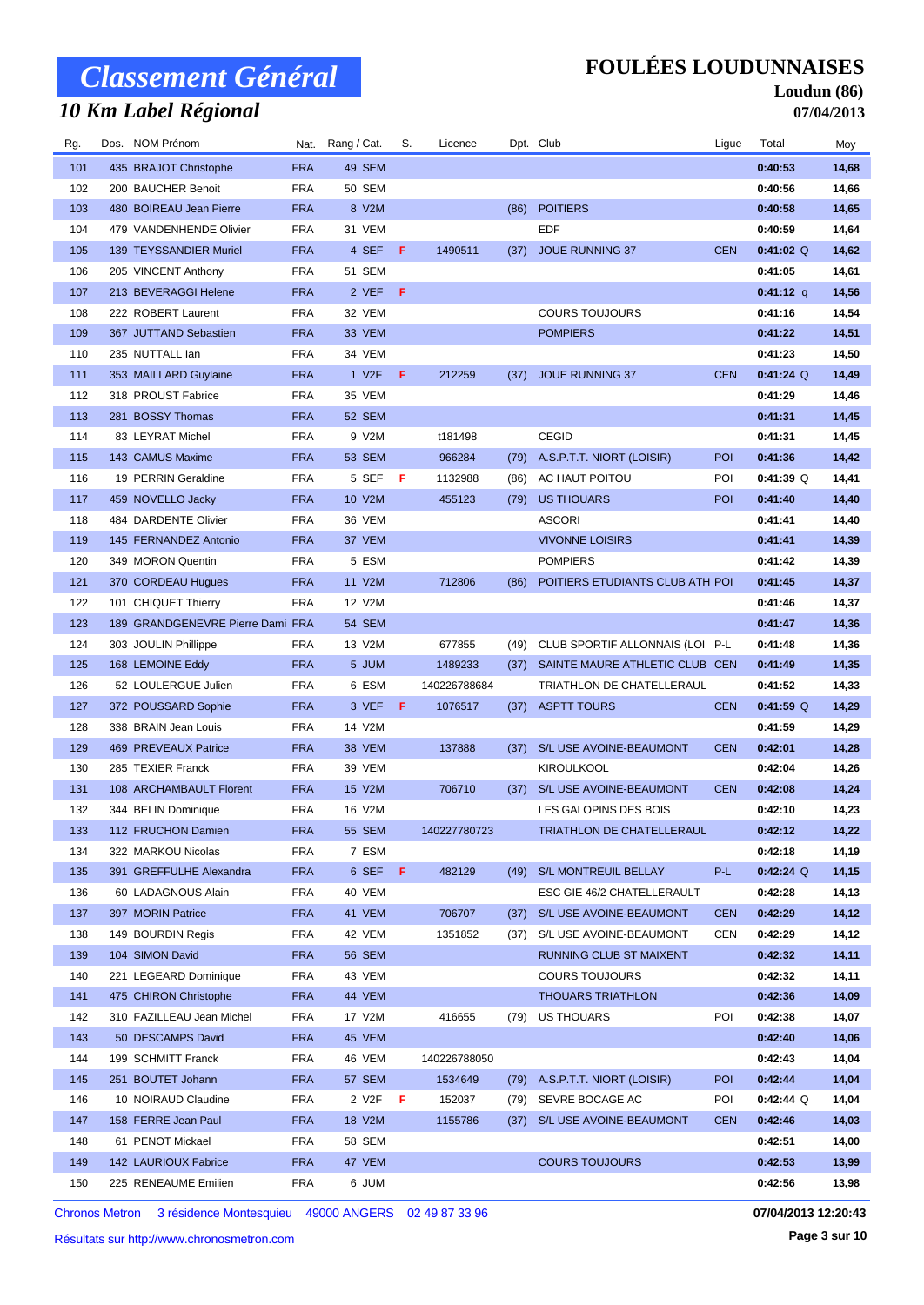# Classement Général

## 10 Km Label Régional

**FOULÉES LOUDUNNAISES**

**Loudun (86)**

**07/04/2013**

| Rg. | Dos. | NOM Prénom | Nat. | Rang / Cat. | S. | Licence | Dpt. | Club | Ligue | Total | Moy |
|---|---|---|---|---|---|---|---|---|---|---|---|
| 101 | 435 | BRAJOT Christophe | FRA | 49 SEM | | | | | | 0:40:53 | 14,68 |
| 102 | 200 | BAUCHER Benoit | FRA | 50 SEM | | | | | | 0:40:56 | 14,66 |
| 103 | 480 | BOIREAU Jean Pierre | FRA | 8 V2M | | | (86) | POITIERS | | 0:40:58 | 14,65 |
| 104 | 479 | VANDENHENDE Olivier | FRA | 31 VEM | | | | EDF | | 0:40:59 | 14,64 |
| 105 | 139 | TEYSSANDIER Muriel | FRA | 4 SEF | F | 1490511 | (37) | JOUE RUNNING 37 | CEN | 0:41:02 Q | 14,62 |
| 106 | 205 | VINCENT Anthony | FRA | 51 SEM | | | | | | 0:41:05 | 14,61 |
| 107 | 213 | BEVERAGGI Helene | FRA | 2 VEF | F | | | | | 0:41:12 q | 14,56 |
| 108 | 222 | ROBERT Laurent | FRA | 32 VEM | | | | COURS TOUJOURS | | 0:41:16 | 14,54 |
| 109 | 367 | JUTTAND Sebastien | FRA | 33 VEM | | | | POMPIERS | | 0:41:22 | 14,51 |
| 110 | 235 | NUTTALL Ian | FRA | 34 VEM | | | | | | 0:41:23 | 14,50 |
| 111 | 353 | MAILLARD Guylaine | FRA | 1 V2F | F | 212259 | (37) | JOUE RUNNING 37 | CEN | 0:41:24 Q | 14,49 |
| 112 | 318 | PROUST Fabrice | FRA | 35 VEM | | | | | | 0:41:29 | 14,46 |
| 113 | 281 | BOSSY Thomas | FRA | 52 SEM | | | | | | 0:41:31 | 14,45 |
| 114 | 83 | LEYRAT Michel | FRA | 9 V2M | | t181498 | | CEGID | | 0:41:31 | 14,45 |
| 115 | 143 | CAMUS Maxime | FRA | 53 SEM | | 966284 | (79) | A.S.P.T.T. NIORT (LOISIR) | POI | 0:41:36 | 14,42 |
| 116 | 19 | PERRIN Geraldine | FRA | 5 SEF | F | 1132988 | (86) | AC HAUT POITOU | POI | 0:41:39 Q | 14,41 |
| 117 | 459 | NOVELLO Jacky | FRA | 10 V2M | | 455123 | (79) | US THOUARS | POI | 0:41:40 | 14,40 |
| 118 | 484 | DARDENTE Olivier | FRA | 36 VEM | | | | ASCORI | | 0:41:41 | 14,40 |
| 119 | 145 | FERNANDEZ Antonio | FRA | 37 VEM | | | | VIVONNE LOISIRS | | 0:41:41 | 14,39 |
| 120 | 349 | MORON Quentin | FRA | 5 ESM | | | | POMPIERS | | 0:41:42 | 14,39 |
| 121 | 370 | CORDEAU Hugues | FRA | 11 V2M | | 712806 | (86) | POITIERS ETUDIANTS CLUB ATH | POI | 0:41:45 | 14,37 |
| 122 | 101 | CHIQUET Thierry | FRA | 12 V2M | | | | | | 0:41:46 | 14,37 |
| 123 | 189 | GRANDGENEVRE Pierre Dami | FRA | 54 SEM | | | | | | 0:41:47 | 14,36 |
| 124 | 303 | JOULIN Phillippe | FRA | 13 V2M | | 677855 | (49) | CLUB SPORTIF ALLONNAIS (LOI | P-L | 0:41:48 | 14,36 |
| 125 | 168 | LEMOINE Eddy | FRA | 5 JUM | | 1489233 | (37) | SAINTE MAURE ATHLETIC CLUB | CEN | 0:41:49 | 14,35 |
| 126 | 52 | LOULERGUE Julien | FRA | 6 ESM | | 140226788684 | | TRIATHLON DE CHATELLERAUL | | 0:41:52 | 14,33 |
| 127 | 372 | POUSSARD Sophie | FRA | 3 VEF | F | 1076517 | (37) | ASPTT TOURS | CEN | 0:41:59 Q | 14,29 |
| 128 | 338 | BRAIN Jean Louis | FRA | 14 V2M | | | | | | 0:41:59 | 14,29 |
| 129 | 469 | PREVEAUX Patrice | FRA | 38 VEM | | 137888 | (37) | S/L USE AVOINE-BEAUMONT | CEN | 0:42:01 | 14,28 |
| 130 | 285 | TEXIER Franck | FRA | 39 VEM | | | | KIROULKOOL | | 0:42:04 | 14,26 |
| 131 | 108 | ARCHAMBAULT Florent | FRA | 15 V2M | | 706710 | (37) | S/L USE AVOINE-BEAUMONT | CEN | 0:42:08 | 14,24 |
| 132 | 344 | BELIN Dominique | FRA | 16 V2M | | | | LES GALOPINS DES BOIS | | 0:42:10 | 14,23 |
| 133 | 112 | FRUCHON Damien | FRA | 55 SEM | | 140227780723 | | TRIATHLON DE CHATELLERAUL | | 0:42:12 | 14,22 |
| 134 | 322 | MARKOU Nicolas | FRA | 7 ESM | | | | | | 0:42:18 | 14,19 |
| 135 | 391 | GREFFULHE Alexandra | FRA | 6 SEF | F | 482129 | (49) | S/L MONTREUIL BELLAY | P-L | 0:42:24 Q | 14,15 |
| 136 | 60 | LADAGNOUS Alain | FRA | 40 VEM | | | | ESC GIE 46/2 CHATELLERAULT | | 0:42:28 | 14,13 |
| 137 | 397 | MORIN Patrice | FRA | 41 VEM | | 706707 | (37) | S/L USE AVOINE-BEAUMONT | CEN | 0:42:29 | 14,12 |
| 138 | 149 | BOURDIN Regis | FRA | 42 VEM | | 1351852 | (37) | S/L USE AVOINE-BEAUMONT | CEN | 0:42:29 | 14,12 |
| 139 | 104 | SIMON David | FRA | 56 SEM | | | | RUNNING CLUB ST MAIXENT | | 0:42:32 | 14,11 |
| 140 | 221 | LEGEARD Dominique | FRA | 43 VEM | | | | COURS TOUJOURS | | 0:42:32 | 14,11 |
| 141 | 475 | CHIRON Christophe | FRA | 44 VEM | | | | THOUARS TRIATHLON | | 0:42:36 | 14,09 |
| 142 | 310 | FAZILLEAU Jean Michel | FRA | 17 V2M | | 416655 | (79) | US THOUARS | POI | 0:42:38 | 14,07 |
| 143 | 50 | DESCAMPS David | FRA | 45 VEM | | | | | | 0:42:40 | 14,06 |
| 144 | 199 | SCHMITT Franck | FRA | 46 VEM | | 140226788050 | | | | 0:42:43 | 14,04 |
| 145 | 251 | BOUTET Johann | FRA | 57 SEM | | 1534649 | (79) | A.S.P.T.T. NIORT (LOISIR) | POI | 0:42:44 | 14,04 |
| 146 | 10 | NOIRAUD Claudine | FRA | 2 V2F | F | 152037 | (79) | SEVRE BOCAGE AC | POI | 0:42:44 Q | 14,04 |
| 147 | 158 | FERRE Jean Paul | FRA | 18 V2M | | 1155786 | (37) | S/L USE AVOINE-BEAUMONT | CEN | 0:42:46 | 14,03 |
| 148 | 61 | PENOT Mickael | FRA | 58 SEM | | | | | | 0:42:51 | 14,00 |
| 149 | 142 | LAURIOUX Fabrice | FRA | 47 VEM | | | | COURS TOUJOURS | | 0:42:53 | 13,99 |
| 150 | 225 | RENEAUME Emilien | FRA | 6 JUM | | | | | | 0:42:56 | 13,98 |

Chronos Metron 3 résidence Montesquieu 49000 ANGERS 02 49 87 33 96

**07/04/2013 12:20:43**

Résultats sur http://www.chronosmetron.com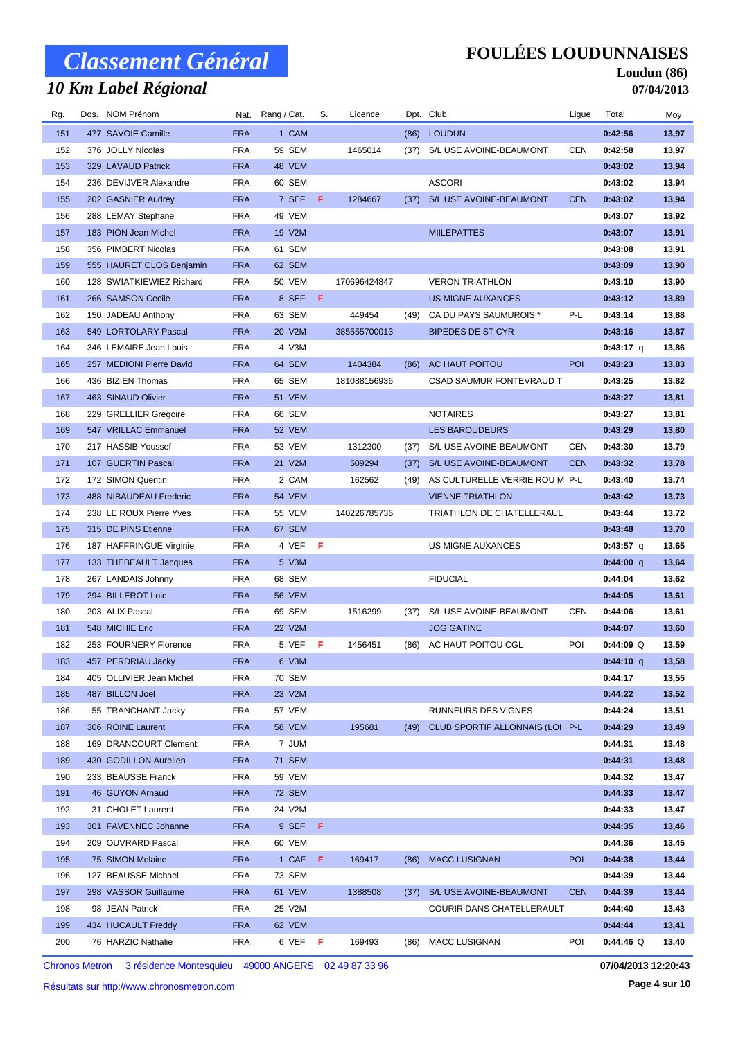# Classement Général

## 10 Km Label Régional

**FOULÉES LOUDUNNAISES**

**Loudun (86)**

**07/04/2013**

| Rg. | Dos. | NOM Prénom | Nat. | Rang / Cat. | S. | Licence | Dpt. | Club | Ligue | Total | Moy |
|---|---|---|---|---|---|---|---|---|---|---|---|
| 151 | 477 | SAVOIE Camille | FRA | 1 CAM | | | (86) | LOUDUN | | 0:42:56 | 13,97 |
| 152 | 376 | JOLLY Nicolas | FRA | 59 SEM | | 1465014 | (37) | S/L USE AVOINE-BEAUMONT | CEN | 0:42:58 | 13,97 |
| 153 | 329 | LAVAUD Patrick | FRA | 48 VEM | | | | | | 0:43:02 | 13,94 |
| 154 | 236 | DEVIJVER Alexandre | FRA | 60 SEM | | | | ASCORI | | 0:43:02 | 13,94 |
| 155 | 202 | GASNIER Audrey | FRA | 7 SEF | F | 1284667 | (37) | S/L USE AVOINE-BEAUMONT | CEN | 0:43:02 | 13,94 |
| 156 | 288 | LEMAY Stephane | FRA | 49 VEM | | | | | | 0:43:07 | 13,92 |
| 157 | 183 | PION Jean Michel | FRA | 19 V2M | | | | MIILEPATTES | | 0:43:07 | 13,91 |
| 158 | 356 | PIMBERT Nicolas | FRA | 61 SEM | | | | | | 0:43:08 | 13,91 |
| 159 | 555 | HAURET CLOS Benjamin | FRA | 62 SEM | | | | | | 0:43:09 | 13,90 |
| 160 | 128 | SWIATKIEWIEZ Richard | FRA | 50 VEM | | 170696424847 | | VERON TRIATHLON | | 0:43:10 | 13,90 |
| 161 | 266 | SAMSON Cecile | FRA | 8 SEF | F | | | US MIGNE AUXANCES | | 0:43:12 | 13,89 |
| 162 | 150 | JADEAU Anthony | FRA | 63 SEM | | 449454 | (49) | CA DU PAYS SAUMUROIS * | P-L | 0:43:14 | 13,88 |
| 163 | 549 | LORTOLARY Pascal | FRA | 20 V2M | | 385555700013 | | BIPEDES DE ST CYR | | 0:43:16 | 13,87 |
| 164 | 346 | LEMAIRE Jean Louis | FRA | 4 V3M | | | | | | 0:43:17 q | 13,86 |
| 165 | 257 | MEDIONI Pierre David | FRA | 64 SEM | | 1404384 | (86) | AC HAUT POITOU | POI | 0:43:23 | 13,83 |
| 166 | 436 | BIZIEN Thomas | FRA | 65 SEM | | 181088156936 | | CSAD SAUMUR FONTEVRAUD T | | 0:43:25 | 13,82 |
| 167 | 463 | SINAUD Olivier | FRA | 51 VEM | | | | | | 0:43:27 | 13,81 |
| 168 | 229 | GRELLIER Gregoire | FRA | 66 SEM | | | | NOTAIRES | | 0:43:27 | 13,81 |
| 169 | 547 | VRILLAC Emmanuel | FRA | 52 VEM | | | | LES BAROUDEURS | | 0:43:29 | 13,80 |
| 170 | 217 | HASSIB Youssef | FRA | 53 VEM | | 1312300 | (37) | S/L USE AVOINE-BEAUMONT | CEN | 0:43:30 | 13,79 |
| 171 | 107 | GUERTIN Pascal | FRA | 21 V2M | | 509294 | (37) | S/L USE AVOINE-BEAUMONT | CEN | 0:43:32 | 13,78 |
| 172 | 172 | SIMON Quentin | FRA | 2 CAM | | 162562 | (49) | AS CULTURELLE VERRIE ROU M | P-L | 0:43:40 | 13,74 |
| 173 | 488 | NIBAUDEAU Frederic | FRA | 54 VEM | | | | VIENNE TRIATHLON | | 0:43:42 | 13,73 |
| 174 | 238 | LE ROUX Pierre Yves | FRA | 55 VEM | | 140226785736 | | TRIATHLON DE CHATELLERAUL | | 0:43:44 | 13,72 |
| 175 | 315 | DE PINS Etienne | FRA | 67 SEM | | | | | | 0:43:48 | 13,70 |
| 176 | 187 | HAFFRINGUE Virginie | FRA | 4 VEF | F | | | US MIGNE AUXANCES | | 0:43:57 q | 13,65 |
| 177 | 133 | THEBEAULT Jacques | FRA | 5 V3M | | | | | | 0:44:00 q | 13,64 |
| 178 | 267 | LANDAIS Johnny | FRA | 68 SEM | | | | FIDUCIAL | | 0:44:04 | 13,62 |
| 179 | 294 | BILLEROT Loic | FRA | 56 VEM | | | | | | 0:44:05 | 13,61 |
| 180 | 203 | ALIX Pascal | FRA | 69 SEM | | 1516299 | (37) | S/L USE AVOINE-BEAUMONT | CEN | 0:44:06 | 13,61 |
| 181 | 548 | MICHIE Eric | FRA | 22 V2M | | | | JOG GATINE | | 0:44:07 | 13,60 |
| 182 | 253 | FOURNERY Florence | FRA | 5 VEF | F | 1456451 | (86) | AC HAUT POITOU CGL | POI | 0:44:09 Q | 13,59 |
| 183 | 457 | PERDRIAU Jacky | FRA | 6 V3M | | | | | | 0:44:10 q | 13,58 |
| 184 | 405 | OLLIVIER Jean Michel | FRA | 70 SEM | | | | | | 0:44:17 | 13,55 |
| 185 | 487 | BILLON Joel | FRA | 23 V2M | | | | | | 0:44:22 | 13,52 |
| 186 | 55 | TRANCHANT Jacky | FRA | 57 VEM | | | | RUNNEURS DES VIGNES | | 0:44:24 | 13,51 |
| 187 | 306 | ROINE Laurent | FRA | 58 VEM | | 195681 | (49) | CLUB SPORTIF ALLONNAIS (LOI | P-L | 0:44:29 | 13,49 |
| 188 | 169 | DRANCOURT Clement | FRA | 7 JUM | | | | | | 0:44:31 | 13,48 |
| 189 | 430 | GODILLON Aurelien | FRA | 71 SEM | | | | | | 0:44:31 | 13,48 |
| 190 | 233 | BEAUSSE Franck | FRA | 59 VEM | | | | | | 0:44:32 | 13,47 |
| 191 | 46 | GUYON Arnaud | FRA | 72 SEM | | | | | | 0:44:33 | 13,47 |
| 192 | 31 | CHOLET Laurent | FRA | 24 V2M | | | | | | 0:44:33 | 13,47 |
| 193 | 301 | FAVENNEC Johanne | FRA | 9 SEF | F | | | | | 0:44:35 | 13,46 |
| 194 | 209 | OUVRARD Pascal | FRA | 60 VEM | | | | | | 0:44:36 | 13,45 |
| 195 | 75 | SIMON Molaine | FRA | 1 CAF | F | 169417 | (86) | MACC LUSIGNAN | POI | 0:44:38 | 13,44 |
| 196 | 127 | BEAUSSE Michael | FRA | 73 SEM | | | | | | 0:44:39 | 13,44 |
| 197 | 298 | VASSOR Guillaume | FRA | 61 VEM | | 1388508 | (37) | S/L USE AVOINE-BEAUMONT | CEN | 0:44:39 | 13,44 |
| 198 | 98 | JEAN Patrick | FRA | 25 V2M | | | | COURIR DANS CHATELLERAULT | | 0:44:40 | 13,43 |
| 199 | 434 | HUCAULT Freddy | FRA | 62 VEM | | | | | | 0:44:44 | 13,41 |
| 200 | 76 | HARZIC Nathalie | FRA | 6 VEF | F | 169493 | (86) | MACC LUSIGNAN | POI | 0:44:46 Q | 13,40 |

Chronos Metron 3 résidence Montesquieu 49000 ANGERS 02 49 87 33 96

**07/04/2013 12:20:43**

Résultats sur http://www.chronosmetron.com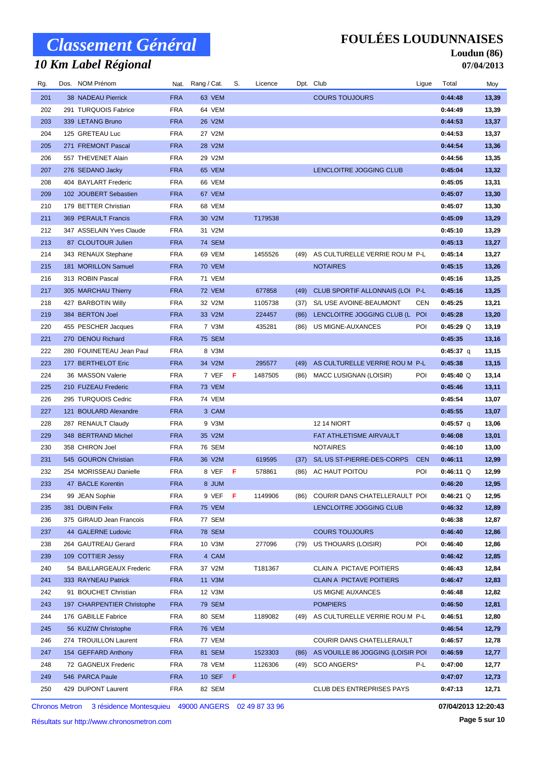# Classement Général

## 10 Km Label Régional

**FOULÉES LOUDUNNAISES**

**Loudun (86)**

**07/04/2013**

| Rg. | Dos. | NOM Prénom | Nat. | Rang / Cat. | S. | Licence | Dpt. | Club | Ligue | Total | Moy |
|---|---|---|---|---|---|---|---|---|---|---|---|
| 201 | 38 | NADEAU Pierrick | FRA | 63 VEM | | | | COURS TOUJOURS | | 0:44:48 | 13,39 |
| 202 | 291 | TURQUOIS Fabrice | FRA | 64 VEM | | | | | | 0:44:49 | 13,39 |
| 203 | 339 | LETANG Bruno | FRA | 26 V2M | | | | | | 0:44:53 | 13,37 |
| 204 | 125 | GRETEAU Luc | FRA | 27 V2M | | | | | | 0:44:53 | 13,37 |
| 205 | 271 | FREMONT Pascal | FRA | 28 V2M | | | | | | 0:44:54 | 13,36 |
| 206 | 557 | THEVENET Alain | FRA | 29 V2M | | | | | | 0:44:56 | 13,35 |
| 207 | 276 | SEDANO Jacky | FRA | 65 VEM | | | | LENCLOITRE JOGGING CLUB | | 0:45:04 | 13,32 |
| 208 | 404 | BAYLART Frederic | FRA | 66 VEM | | | | | | 0:45:05 | 13,31 |
| 209 | 102 | JOUBERT Sebastien | FRA | 67 VEM | | | | | | 0:45:07 | 13,30 |
| 210 | 179 | BETTER Christian | FRA | 68 VEM | | | | | | 0:45:07 | 13,30 |
| 211 | 369 | PERAULT Francis | FRA | 30 V2M | | T179538 | | | | 0:45:09 | 13,29 |
| 212 | 347 | ASSELAIN Yves Claude | FRA | 31 V2M | | | | | | 0:45:10 | 13,29 |
| 213 | 87 | CLOUTOUR Julien | FRA | 74 SEM | | | | | | 0:45:13 | 13,27 |
| 214 | 343 | RENAUX Stephane | FRA | 69 VEM | | 1455526 | (49) | AS CULTURELLE VERRIE ROU M | P-L | 0:45:14 | 13,27 |
| 215 | 181 | MORILLON Samuel | FRA | 70 VEM | | | | NOTAIRES | | 0:45:15 | 13,26 |
| 216 | 313 | ROBIN Pascal | FRA | 71 VEM | | | | | | 0:45:16 | 13,25 |
| 217 | 305 | MARCHAU Thierry | FRA | 72 VEM | | 677858 | (49) | CLUB SPORTIF ALLONNAIS (LOI | P-L | 0:45:16 | 13,25 |
| 218 | 427 | BARBOTIN Willy | FRA | 32 V2M | | 1105738 | (37) | S/L USE AVOINE-BEAUMONT | CEN | 0:45:25 | 13,21 |
| 219 | 384 | BERTON Joel | FRA | 33 V2M | | 224457 | (86) | LENCLOITRE JOGGING CLUB (L | POI | 0:45:28 | 13,20 |
| 220 | 455 | PESCHER Jacques | FRA | 7 V3M | | 435281 | (86) | US MIGNE-AUXANCES | POI | 0:45:29 Q | 13,19 |
| 221 | 270 | DENOU Richard | FRA | 75 SEM | | | | | | 0:45:35 | 13,16 |
| 222 | 280 | FOUINETEAU Jean Paul | FRA | 8 V3M | | | | | | 0:45:37 q | 13,15 |
| 223 | 177 | BERTHELOT Eric | FRA | 34 V2M | | 295577 | (49) | AS CULTURELLE VERRIE ROU M | P-L | 0:45:38 | 13,15 |
| 224 | 36 | MASSON Valerie | FRA | 7 VEF | F | 1487505 | (86) | MACC LUSIGNAN (LOISIR) | POI | 0:45:40 Q | 13,14 |
| 225 | 210 | FUZEAU Frederic | FRA | 73 VEM | | | | | | 0:45:46 | 13,11 |
| 226 | 295 | TURQUOIS Cedric | FRA | 74 VEM | | | | | | 0:45:54 | 13,07 |
| 227 | 121 | BOULARD Alexandre | FRA | 3 CAM | | | | | | 0:45:55 | 13,07 |
| 228 | 287 | RENAULT Claudy | FRA | 9 V3M | | | | 12 14 NIORT | | 0:45:57 q | 13,06 |
| 229 | 348 | BERTRAND Michel | FRA | 35 V2M | | | | FAT ATHLETISME AIRVAULT | | 0:46:08 | 13,01 |
| 230 | 358 | CHIRON Joel | FRA | 76 SEM | | | | NOTAIRES | | 0:46:10 | 13,00 |
| 231 | 545 | GOURON Christian | FRA | 36 V2M | | 619595 | (37) | S/L US ST-PIERRE-DES-CORPS | CEN | 0:46:11 | 12,99 |
| 232 | 254 | MORISSEAU Danielle | FRA | 8 VEF | F | 578861 | (86) | AC HAUT POITOU | POI | 0:46:11 Q | 12,99 |
| 233 | 47 | BACLE Korentin | FRA | 8 JUM | | | | | | 0:46:20 | 12,95 |
| 234 | 99 | JEAN Sophie | FRA | 9 VEF | F | 1149906 | (86) | COURIR DANS CHATELLERAULT | POI | 0:46:21 Q | 12,95 |
| 235 | 381 | DUBIN Felix | FRA | 75 VEM | | | | LENCLOITRE JOGGING CLUB | | 0:46:32 | 12,89 |
| 236 | 375 | GIRAUD Jean Francois | FRA | 77 SEM | | | | | | 0:46:38 | 12,87 |
| 237 | 44 | GALERNE Ludovic | FRA | 78 SEM | | | | COURS TOUJOURS | | 0:46:40 | 12,86 |
| 238 | 264 | GAUTREAU Gerard | FRA | 10 V3M | | 277096 | (79) | US THOUARS (LOISIR) | POI | 0:46:40 | 12,86 |
| 239 | 109 | COTTIER Jessy | FRA | 4 CAM | | | | | | 0:46:42 | 12,85 |
| 240 | 54 | BAILLARGEAUX Frederic | FRA | 37 V2M | | T181367 | | CLAIN A PICTAVE POITIERS | | 0:46:43 | 12,84 |
| 241 | 333 | RAYNEAU Patrick | FRA | 11 V3M | | | | CLAIN A PICTAVE POITIERS | | 0:46:47 | 12,83 |
| 242 | 91 | BOUCHET Christian | FRA | 12 V3M | | | | US MIGNE AUXANCES | | 0:46:48 | 12,82 |
| 243 | 197 | CHARPENTIER Christophe | FRA | 79 SEM | | | | POMPIERS | | 0:46:50 | 12,81 |
| 244 | 176 | GABILLE Fabrice | FRA | 80 SEM | | 1189082 | (49) | AS CULTURELLE VERRIE ROU M | P-L | 0:46:51 | 12,80 |
| 245 | 56 | KUZIW Christophe | FRA | 76 VEM | | | | | | 0:46:54 | 12,79 |
| 246 | 274 | TROUILLON Laurent | FRA | 77 VEM | | | | COURIR DANS CHATELLERAULT | | 0:46:57 | 12,78 |
| 247 | 154 | GEFFARD Anthony | FRA | 81 SEM | | 1523303 | (86) | AS VOUILLE 86 JOGGING (LOISIR | POI | 0:46:59 | 12,77 |
| 248 | 72 | GAGNEUX Frederic | FRA | 78 VEM | | 1126306 | (49) | SCO ANGERS* | P-L | 0:47:00 | 12,77 |
| 249 | 546 | PARCA Paule | FRA | 10 SEF | F | | | | | 0:47:07 | 12,73 |
| 250 | 429 | DUPONT Laurent | FRA | 82 SEM | | | | CLUB DES ENTREPRISES PAYS | | 0:47:13 | 12,71 |

Chronos Metron 3 résidence Montesquieu 49000 ANGERS 02 49 87 33 96

Résultats sur http://www.chronosmetron.com

07/04/2013 12:20:43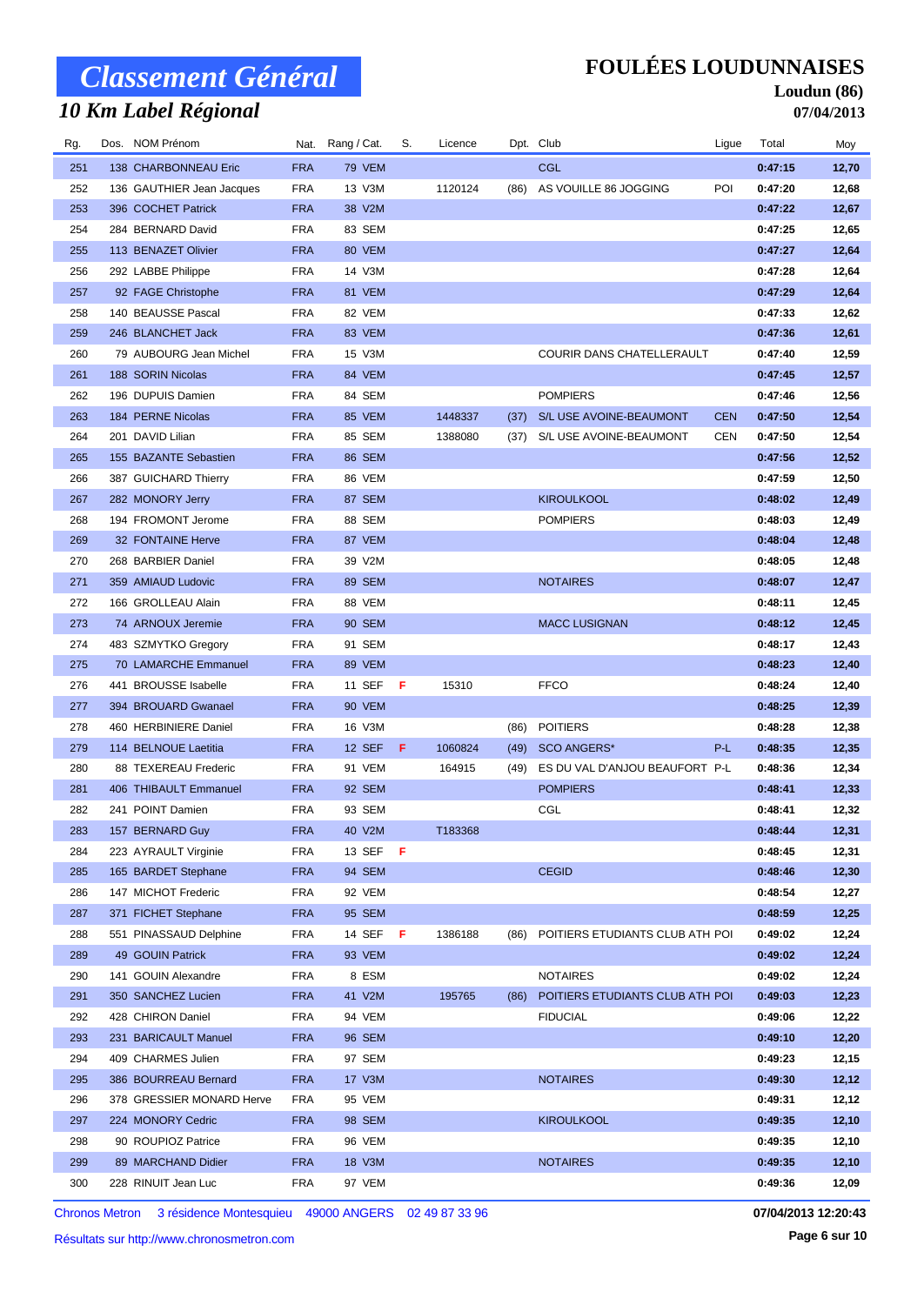# Classement Général

## 10 Km Label Régional

**FOULÉES LOUDUNNAISES**

**Loudun (86)**

**07/04/2013**

| Rg. | Dos. | NOM Prénom | Nat. | Rang / Cat. | S. | Licence | Dpt. | Club | Ligue | Total | Moy |
|---|---|---|---|---|---|---|---|---|---|---|---|
| 251 | 138 | CHARBONNEAU Eric | FRA | 79 VEM | | | | CGL | | 0:47:15 | 12,70 |
| 252 | 136 | GAUTHIER Jean Jacques | FRA | 13 V3M | | 1120124 | (86) | AS VOUILLE 86 JOGGING | POI | 0:47:20 | 12,68 |
| 253 | 396 | COCHET Patrick | FRA | 38 V2M | | | | | | 0:47:22 | 12,67 |
| 254 | 284 | BERNARD David | FRA | 83 SEM | | | | | | 0:47:25 | 12,65 |
| 255 | 113 | BENAZET Olivier | FRA | 80 VEM | | | | | | 0:47:27 | 12,64 |
| 256 | 292 | LABBE Philippe | FRA | 14 V3M | | | | | | 0:47:28 | 12,64 |
| 257 | 92 | FAGE Christophe | FRA | 81 VEM | | | | | | 0:47:29 | 12,64 |
| 258 | 140 | BEAUSSE Pascal | FRA | 82 VEM | | | | | | 0:47:33 | 12,62 |
| 259 | 246 | BLANCHET Jack | FRA | 83 VEM | | | | | | 0:47:36 | 12,61 |
| 260 | 79 | AUBOURG Jean Michel | FRA | 15 V3M | | | | COURIR DANS CHATELLERAULT | | 0:47:40 | 12,59 |
| 261 | 188 | SORIN Nicolas | FRA | 84 VEM | | | | | | 0:47:45 | 12,57 |
| 262 | 196 | DUPUIS Damien | FRA | 84 SEM | | | | POMPIERS | | 0:47:46 | 12,56 |
| 263 | 184 | PERNE Nicolas | FRA | 85 VEM | | 1448337 | (37) | S/L USE AVOINE-BEAUMONT | CEN | 0:47:50 | 12,54 |
| 264 | 201 | DAVID Lilian | FRA | 85 SEM | | 1388080 | (37) | S/L USE AVOINE-BEAUMONT | CEN | 0:47:50 | 12,54 |
| 265 | 155 | BAZANTE Sebastien | FRA | 86 SEM | | | | | | 0:47:56 | 12,52 |
| 266 | 387 | GUICHARD Thierry | FRA | 86 VEM | | | | | | 0:47:59 | 12,50 |
| 267 | 282 | MONORY Jerry | FRA | 87 SEM | | | | KIROULKOOL | | 0:48:02 | 12,49 |
| 268 | 194 | FROMONT Jerome | FRA | 88 SEM | | | | POMPIERS | | 0:48:03 | 12,49 |
| 269 | 32 | FONTAINE Herve | FRA | 87 VEM | | | | | | 0:48:04 | 12,48 |
| 270 | 268 | BARBIER Daniel | FRA | 39 V2M | | | | | | 0:48:05 | 12,48 |
| 271 | 359 | AMIAUD Ludovic | FRA | 89 SEM | | | | NOTAIRES | | 0:48:07 | 12,47 |
| 272 | 166 | GROLLEAU Alain | FRA | 88 VEM | | | | | | 0:48:11 | 12,45 |
| 273 | 74 | ARNOUX Jeremie | FRA | 90 SEM | | | | MACC LUSIGNAN | | 0:48:12 | 12,45 |
| 274 | 483 | SZMYTKO Gregory | FRA | 91 SEM | | | | | | 0:48:17 | 12,43 |
| 275 | 70 | LAMARCHE Emmanuel | FRA | 89 VEM | | | | | | 0:48:23 | 12,40 |
| 276 | 441 | BROUSSE Isabelle | FRA | 11 SEF | F | 15310 | | FFCO | | 0:48:24 | 12,40 |
| 277 | 394 | BROUARD Gwanael | FRA | 90 VEM | | | | | | 0:48:25 | 12,39 |
| 278 | 460 | HERBINIERE Daniel | FRA | 16 V3M | | | (86) | POITIERS | | 0:48:28 | 12,38 |
| 279 | 114 | BELNOUE Laetitia | FRA | 12 SEF | F | 1060824 | (49) | SCO ANGERS* | P-L | 0:48:35 | 12,35 |
| 280 | 88 | TEXEREAU Frederic | FRA | 91 VEM | | 164915 | (49) | ES DU VAL D'ANJOU BEAUFORT | P-L | 0:48:36 | 12,34 |
| 281 | 406 | THIBAULT Emmanuel | FRA | 92 SEM | | | | POMPIERS | | 0:48:41 | 12,33 |
| 282 | 241 | POINT Damien | FRA | 93 SEM | | | | CGL | | 0:48:41 | 12,32 |
| 283 | 157 | BERNARD Guy | FRA | 40 V2M | | T183368 | | | | 0:48:44 | 12,31 |
| 284 | 223 | AYRAULT Virginie | FRA | 13 SEF | F | | | | | 0:48:45 | 12,31 |
| 285 | 165 | BARDET Stephane | FRA | 94 SEM | | | | CEGID | | 0:48:46 | 12,30 |
| 286 | 147 | MICHOT Frederic | FRA | 92 VEM | | | | | | 0:48:54 | 12,27 |
| 287 | 371 | FICHET Stephane | FRA | 95 SEM | | | | | | 0:48:59 | 12,25 |
| 288 | 551 | PINASSAUD Delphine | FRA | 14 SEF | F | 1386188 | (86) | POITIERS ETUDIANTS CLUB ATH | POI | 0:49:02 | 12,24 |
| 289 | 49 | GOUIN Patrick | FRA | 93 VEM | | | | | | 0:49:02 | 12,24 |
| 290 | 141 | GOUIN Alexandre | FRA | 8 ESM | | | | NOTAIRES | | 0:49:02 | 12,24 |
| 291 | 350 | SANCHEZ Lucien | FRA | 41 V2M | | 195765 | (86) | POITIERS ETUDIANTS CLUB ATH | POI | 0:49:03 | 12,23 |
| 292 | 428 | CHIRON Daniel | FRA | 94 VEM | | | | FIDUCIAL | | 0:49:06 | 12,22 |
| 293 | 231 | BARICAULT Manuel | FRA | 96 SEM | | | | | | 0:49:10 | 12,20 |
| 294 | 409 | CHARMES Julien | FRA | 97 SEM | | | | | | 0:49:23 | 12,15 |
| 295 | 386 | BOURREAU Bernard | FRA | 17 V3M | | | | NOTAIRES | | 0:49:30 | 12,12 |
| 296 | 378 | GRESSIER MONARD Herve | FRA | 95 VEM | | | | | | 0:49:31 | 12,12 |
| 297 | 224 | MONORY Cedric | FRA | 98 SEM | | | | KIROULKOOL | | 0:49:35 | 12,10 |
| 298 | 90 | ROUPIOZ Patrice | FRA | 96 VEM | | | | | | 0:49:35 | 12,10 |
| 299 | 89 | MARCHAND Didier | FRA | 18 V3M | | | | NOTAIRES | | 0:49:35 | 12,10 |
| 300 | 228 | RINUIT Jean Luc | FRA | 97 VEM | | | | | | 0:49:36 | 12,09 |

Chronos Metron 3 résidence Montesquieu 49000 ANGERS 02 49 87 33 96

Résultats sur http://www.chronosmetron.com

07/04/2013 12:20:43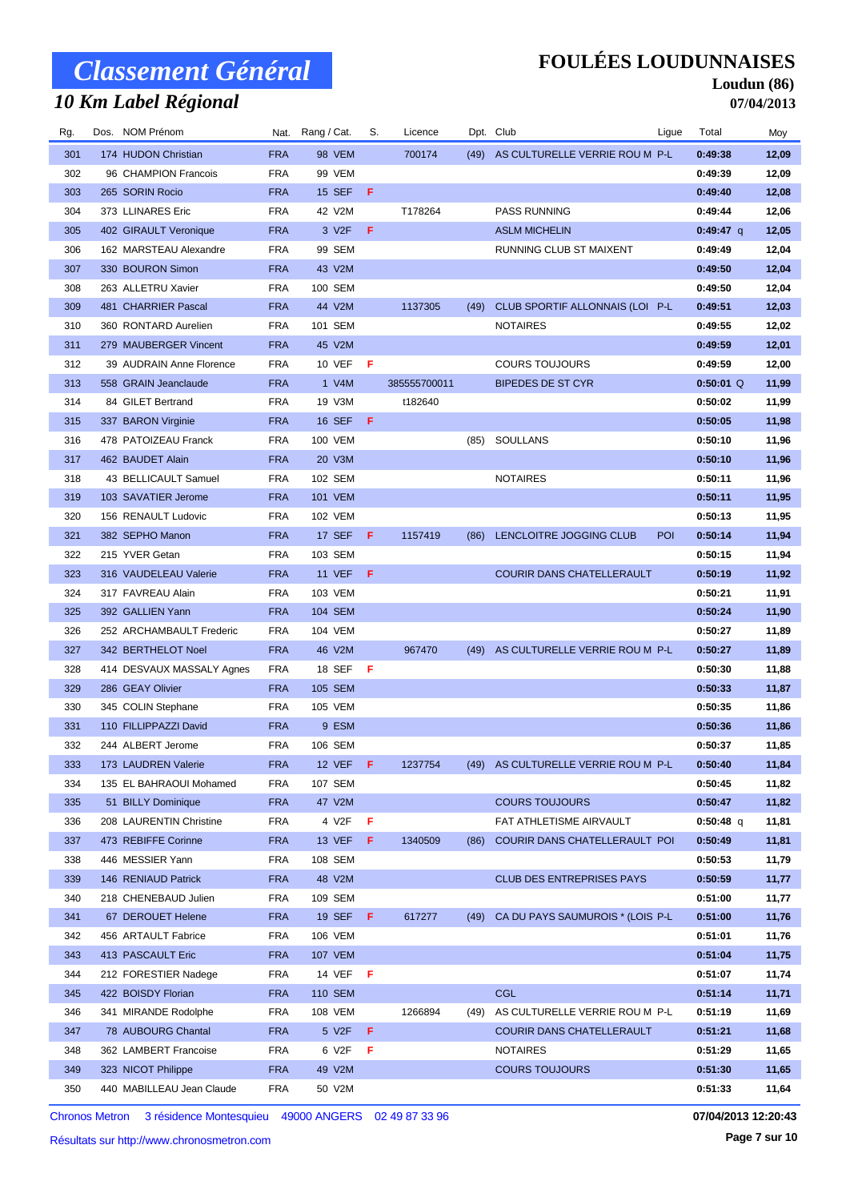# Classement Général

## 10 Km Label Régional

**FOULÉES LOUDUNNAISES**

**Loudun (86)**

**07/04/2013**

| Rg. | Dos. | NOM Prénom | Nat. | Rang / Cat. | S. | Licence | Dpt. | Club | Ligue | Total | Moy |
|---|---|---|---|---|---|---|---|---|---|---|---|
| 301 | 174 | HUDON Christian | FRA | 98 VEM | | 700174 | (49) | AS CULTURELLE VERRIE ROU M | P-L | 0:49:38 | 12,09 |
| 302 | 96 | CHAMPION Francois | FRA | 99 VEM | | | | | | 0:49:39 | 12,09 |
| 303 | 265 | SORIN Rocio | FRA | 15 SEF | F | | | | | 0:49:40 | 12,08 |
| 304 | 373 | LLINARES Eric | FRA | 42 V2M | | T178264 | | PASS RUNNING | | 0:49:44 | 12,06 |
| 305 | 402 | GIRAULT Veronique | FRA | 3 V2F | F | | | ASLM MICHELIN | | 0:49:47 q | 12,05 |
| 306 | 162 | MARSTEAU Alexandre | FRA | 99 SEM | | | | RUNNING CLUB ST MAIXENT | | 0:49:49 | 12,04 |
| 307 | 330 | BOURON Simon | FRA | 43 V2M | | | | | | 0:49:50 | 12,04 |
| 308 | 263 | ALLETRU Xavier | FRA | 100 SEM | | | | | | 0:49:50 | 12,04 |
| 309 | 481 | CHARRIER Pascal | FRA | 44 V2M | | 1137305 | (49) | CLUB SPORTIF ALLONNAIS (LOI | P-L | 0:49:51 | 12,03 |
| 310 | 360 | RONTARD Aurelien | FRA | 101 SEM | | | | NOTAIRES | | 0:49:55 | 12,02 |
| 311 | 279 | MAUBERGER Vincent | FRA | 45 V2M | | | | | | 0:49:59 | 12,01 |
| 312 | 39 | AUDRAIN Anne Florence | FRA | 10 VEF | F | | | COURS TOUJOURS | | 0:49:59 | 12,00 |
| 313 | 558 | GRAIN Jeanclaude | FRA | 1 V4M | | 385555700011 | | BIPEDES DE ST CYR | | 0:50:01 Q | 11,99 |
| 314 | 84 | GILET Bertrand | FRA | 19 V3M | | t182640 | | | | 0:50:02 | 11,99 |
| 315 | 337 | BARON Virginie | FRA | 16 SEF | F | | | | | 0:50:05 | 11,98 |
| 316 | 478 | PATOIZEAU Franck | FRA | 100 VEM | | | (85) | SOULLANS | | 0:50:10 | 11,96 |
| 317 | 462 | BAUDET Alain | FRA | 20 V3M | | | | | | 0:50:10 | 11,96 |
| 318 | 43 | BELLICAULT Samuel | FRA | 102 SEM | | | | NOTAIRES | | 0:50:11 | 11,96 |
| 319 | 103 | SAVATIER Jerome | FRA | 101 VEM | | | | | | 0:50:11 | 11,95 |
| 320 | 156 | RENAULT Ludovic | FRA | 102 VEM | | | | | | 0:50:13 | 11,95 |
| 321 | 382 | SEPHO Manon | FRA | 17 SEF | F | 1157419 | (86) | LENCLOITRE JOGGING CLUB | POI | 0:50:14 | 11,94 |
| 322 | 215 | YVER Getan | FRA | 103 SEM | | | | | | 0:50:15 | 11,94 |
| 323 | 316 | VAUDELEAU Valerie | FRA | 11 VEF | F | | | COURIR DANS CHATELLERAULT | | 0:50:19 | 11,92 |
| 324 | 317 | FAVREAU Alain | FRA | 103 VEM | | | | | | 0:50:21 | 11,91 |
| 325 | 392 | GALLIEN Yann | FRA | 104 SEM | | | | | | 0:50:24 | 11,90 |
| 326 | 252 | ARCHAMBAULT Frederic | FRA | 104 VEM | | | | | | 0:50:27 | 11,89 |
| 327 | 342 | BERTHELOT Noel | FRA | 46 V2M | | 967470 | (49) | AS CULTURELLE VERRIE ROU M | P-L | 0:50:27 | 11,89 |
| 328 | 414 | DESVAUX MASSALY Agnes | FRA | 18 SEF | F | | | | | 0:50:30 | 11,88 |
| 329 | 286 | GEAY Olivier | FRA | 105 SEM | | | | | | 0:50:33 | 11,87 |
| 330 | 345 | COLIN Stephane | FRA | 105 VEM | | | | | | 0:50:35 | 11,86 |
| 331 | 110 | FILLIPPAZZI David | FRA | 9 ESM | | | | | | 0:50:36 | 11,86 |
| 332 | 244 | ALBERT Jerome | FRA | 106 SEM | | | | | | 0:50:37 | 11,85 |
| 333 | 173 | LAUDREN Valerie | FRA | 12 VEF | F | 1237754 | (49) | AS CULTURELLE VERRIE ROU M | P-L | 0:50:40 | 11,84 |
| 334 | 135 | EL BAHRAOUI Mohamed | FRA | 107 SEM | | | | | | 0:50:45 | 11,82 |
| 335 | 51 | BILLY Dominique | FRA | 47 V2M | | | | COURS TOUJOURS | | 0:50:47 | 11,82 |
| 336 | 208 | LAURENTIN Christine | FRA | 4 V2F | F | | | FAT ATHLETISME AIRVAULT | | 0:50:48 q | 11,81 |
| 337 | 473 | REBIFFE Corinne | FRA | 13 VEF | F | 1340509 | (86) | COURIR DANS CHATELLERAULT | POI | 0:50:49 | 11,81 |
| 338 | 446 | MESSIER Yann | FRA | 108 SEM | | | | | | 0:50:53 | 11,79 |
| 339 | 146 | RENIAUD Patrick | FRA | 48 V2M | | | | CLUB DES ENTREPRISES PAYS | | 0:50:59 | 11,77 |
| 340 | 218 | CHENEBAUD Julien | FRA | 109 SEM | | | | | | 0:51:00 | 11,77 |
| 341 | 67 | DEROUET Helene | FRA | 19 SEF | F | 617277 | (49) | CA DU PAYS SAUMUROIS * (LOIS | P-L | 0:51:00 | 11,76 |
| 342 | 456 | ARTAULT Fabrice | FRA | 106 VEM | | | | | | 0:51:01 | 11,76 |
| 343 | 413 | PASCAULT Eric | FRA | 107 VEM | | | | | | 0:51:04 | 11,75 |
| 344 | 212 | FORESTIER Nadege | FRA | 14 VEF | F | | | | | 0:51:07 | 11,74 |
| 345 | 422 | BOISDY Florian | FRA | 110 SEM | | | | CGL | | 0:51:14 | 11,71 |
| 346 | 341 | MIRANDE Rodolphe | FRA | 108 VEM | | 1266894 | (49) | AS CULTURELLE VERRIE ROU M | P-L | 0:51:19 | 11,69 |
| 347 | 78 | AUBOURG Chantal | FRA | 5 V2F | F | | | COURIR DANS CHATELLERAULT | | 0:51:21 | 11,68 |
| 348 | 362 | LAMBERT Francoise | FRA | 6 V2F | F | | | NOTAIRES | | 0:51:29 | 11,65 |
| 349 | 323 | NICOT Philippe | FRA | 49 V2M | | | | COURS TOUJOURS | | 0:51:30 | 11,65 |
| 350 | 440 | MABILLEAU Jean Claude | FRA | 50 V2M | | | | | | 0:51:33 | 11,64 |

Chronos Metron 3 résidence Montesquieu 49000 ANGERS 02 49 87 33 96

Résultats sur http://www.chronosmetron.com

07/04/2013 12:20:43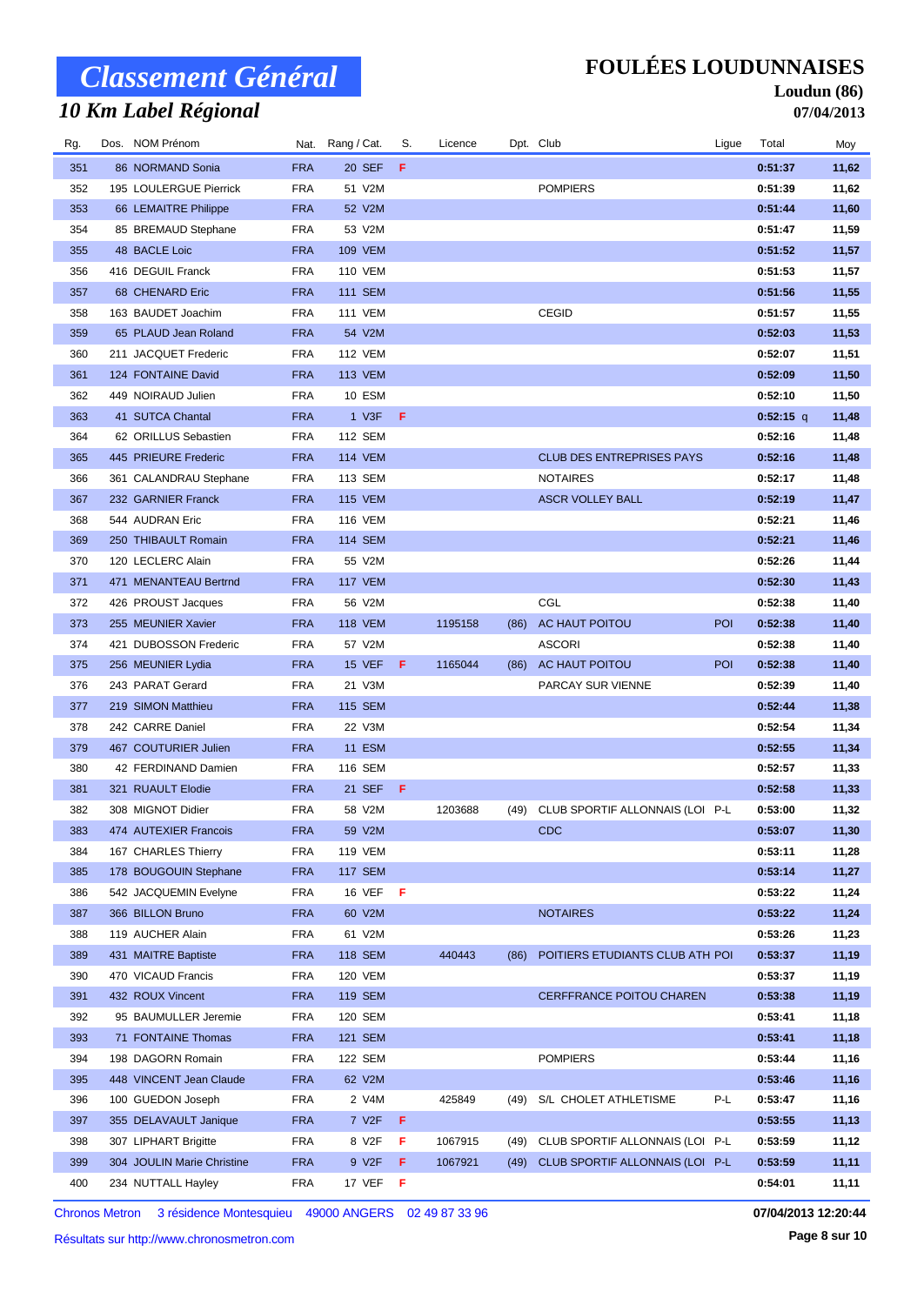# Classement Général

## 10 Km Label Régional

**FOULÉES LOUDUNNAISES**

**Loudun (86)**

**07/04/2013**

| Rg. | Dos. | NOM Prénom | Nat. | Rang / Cat. | S. | Licence | Dpt. | Club | Ligue | Total | Moy |
|---|---|---|---|---|---|---|---|---|---|---|---|
| 351 | 86 | NORMAND Sonia | FRA | 20 SEF | F | | | | | 0:51:37 | 11,62 |
| 352 | 195 | LOULERGUE Pierrick | FRA | 51 V2M | | | | POMPIERS | | 0:51:39 | 11,62 |
| 353 | 66 | LEMAITRE Philippe | FRA | 52 V2M | | | | | | 0:51:44 | 11,60 |
| 354 | 85 | BREMAUD Stephane | FRA | 53 V2M | | | | | | 0:51:47 | 11,59 |
| 355 | 48 | BACLE Loic | FRA | 109 VEM | | | | | | 0:51:52 | 11,57 |
| 356 | 416 | DEGUIL Franck | FRA | 110 VEM | | | | | | 0:51:53 | 11,57 |
| 357 | 68 | CHENARD Eric | FRA | 111 SEM | | | | | | 0:51:56 | 11,55 |
| 358 | 163 | BAUDET Joachim | FRA | 111 VEM | | | | CEGID | | 0:51:57 | 11,55 |
| 359 | 65 | PLAUD Jean Roland | FRA | 54 V2M | | | | | | 0:52:03 | 11,53 |
| 360 | 211 | JACQUET Frederic | FRA | 112 VEM | | | | | | 0:52:07 | 11,51 |
| 361 | 124 | FONTAINE David | FRA | 113 VEM | | | | | | 0:52:09 | 11,50 |
| 362 | 449 | NOIRAUD Julien | FRA | 10 ESM | | | | | | 0:52:10 | 11,50 |
| 363 | 41 | SUTCA Chantal | FRA | 1 V3F | F | | | | | 0:52:15 q | 11,48 |
| 364 | 62 | ORILLUS Sebastien | FRA | 112 SEM | | | | | | 0:52:16 | 11,48 |
| 365 | 445 | PRIEURE Frederic | FRA | 114 VEM | | | | CLUB DES ENTREPRISES PAYS | | 0:52:16 | 11,48 |
| 366 | 361 | CALANDRAU Stephane | FRA | 113 SEM | | | | NOTAIRES | | 0:52:17 | 11,48 |
| 367 | 232 | GARNIER Franck | FRA | 115 VEM | | | | ASCR VOLLEY BALL | | 0:52:19 | 11,47 |
| 368 | 544 | AUDRAN Eric | FRA | 116 VEM | | | | | | 0:52:21 | 11,46 |
| 369 | 250 | THIBAULT Romain | FRA | 114 SEM | | | | | | 0:52:21 | 11,46 |
| 370 | 120 | LECLERC Alain | FRA | 55 V2M | | | | | | 0:52:26 | 11,44 |
| 371 | 471 | MENANTEAU Bertrnd | FRA | 117 VEM | | | | | | 0:52:30 | 11,43 |
| 372 | 426 | PROUST Jacques | FRA | 56 V2M | | | | CGL | | 0:52:38 | 11,40 |
| 373 | 255 | MEUNIER Xavier | FRA | 118 VEM | | 1195158 | (86) | AC HAUT POITOU | POI | 0:52:38 | 11,40 |
| 374 | 421 | DUBOSSON Frederic | FRA | 57 V2M | | | | ASCORI | | 0:52:38 | 11,40 |
| 375 | 256 | MEUNIER Lydia | FRA | 15 VEF | F | 1165044 | (86) | AC HAUT POITOU | POI | 0:52:38 | 11,40 |
| 376 | 243 | PARAT Gerard | FRA | 21 V3M | | | | PARCAY SUR VIENNE | | 0:52:39 | 11,40 |
| 377 | 219 | SIMON Matthieu | FRA | 115 SEM | | | | | | 0:52:44 | 11,38 |
| 378 | 242 | CARRE Daniel | FRA | 22 V3M | | | | | | 0:52:54 | 11,34 |
| 379 | 467 | COUTURIER Julien | FRA | 11 ESM | | | | | | 0:52:55 | 11,34 |
| 380 | 42 | FERDINAND Damien | FRA | 116 SEM | | | | | | 0:52:57 | 11,33 |
| 381 | 321 | RUAULT Elodie | FRA | 21 SEF | F | | | | | 0:52:58 | 11,33 |
| 382 | 308 | MIGNOT Didier | FRA | 58 V2M | | 1203688 | (49) | CLUB SPORTIF ALLONNAIS (LOI | P-L | 0:53:00 | 11,32 |
| 383 | 474 | AUTEXIER Francois | FRA | 59 V2M | | | | CDC | | 0:53:07 | 11,30 |
| 384 | 167 | CHARLES Thierry | FRA | 119 VEM | | | | | | 0:53:11 | 11,28 |
| 385 | 178 | BOUGOUIN Stephane | FRA | 117 SEM | | | | | | 0:53:14 | 11,27 |
| 386 | 542 | JACQUEMIN Evelyne | FRA | 16 VEF | F | | | | | 0:53:22 | 11,24 |
| 387 | 366 | BILLON Bruno | FRA | 60 V2M | | | | NOTAIRES | | 0:53:22 | 11,24 |
| 388 | 119 | AUCHER Alain | FRA | 61 V2M | | | | | | 0:53:26 | 11,23 |
| 389 | 431 | MAITRE Baptiste | FRA | 118 SEM | | 440443 | (86) | POITIERS ETUDIANTS CLUB ATH | POI | 0:53:37 | 11,19 |
| 390 | 470 | VICAUD Francis | FRA | 120 VEM | | | | | | 0:53:37 | 11,19 |
| 391 | 432 | ROUX Vincent | FRA | 119 SEM | | | | CERFFRANCE POITOU CHAREN | | 0:53:38 | 11,19 |
| 392 | 95 | BAUMULLER Jeremie | FRA | 120 SEM | | | | | | 0:53:41 | 11,18 |
| 393 | 71 | FONTAINE Thomas | FRA | 121 SEM | | | | | | 0:53:41 | 11,18 |
| 394 | 198 | DAGORN Romain | FRA | 122 SEM | | | | POMPIERS | | 0:53:44 | 11,16 |
| 395 | 448 | VINCENT Jean Claude | FRA | 62 V2M | | | | | | 0:53:46 | 11,16 |
| 396 | 100 | GUEDON Joseph | FRA | 2 V4M | | 425849 | (49) | S/L CHOLET ATHLETISME | P-L | 0:53:47 | 11,16 |
| 397 | 355 | DELAVAULT Janique | FRA | 7 V2F | F | | | | | 0:53:55 | 11,13 |
| 398 | 307 | LIPHART Brigitte | FRA | 8 V2F | F | 1067915 | (49) | CLUB SPORTIF ALLONNAIS (LOI | P-L | 0:53:59 | 11,12 |
| 399 | 304 | JOULIN Marie Christine | FRA | 9 V2F | F | 1067921 | (49) | CLUB SPORTIF ALLONNAIS (LOI | P-L | 0:53:59 | 11,11 |
| 400 | 234 | NUTTALL Hayley | FRA | 17 VEF | F | | | | | 0:54:01 | 11,11 |

Chronos Metron 3 résidence Montesquieu 49000 ANGERS 02 49 87 33 96

**07/04/2013 12:20:44**

Résultats sur http://www.chronosmetron.com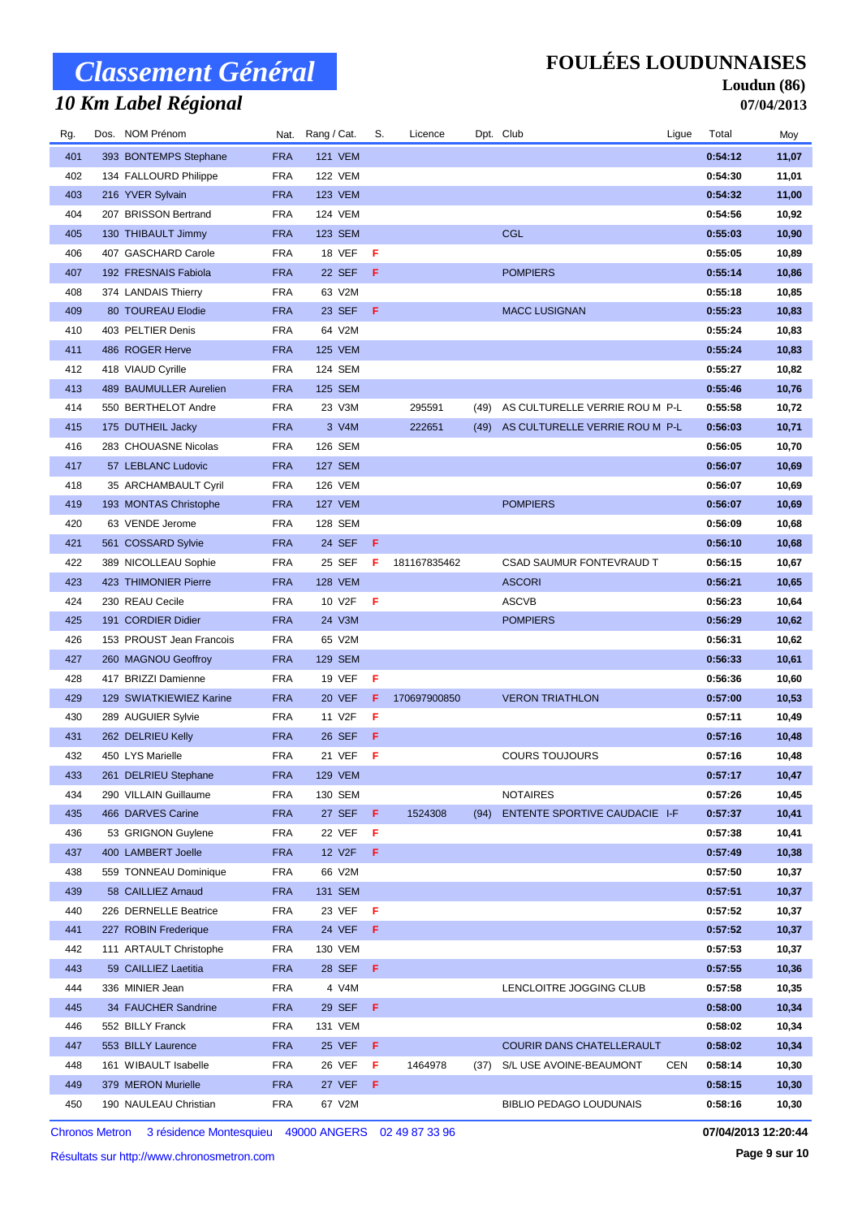# Classement Général

## 10 Km Label Régional

**FOULÉES LOUDUNNAISES**

**Loudun (86)**

**07/04/2013**

| Rg. | Dos. | NOM Prénom | Nat. | Rang / Cat. | S. | Licence | Dpt. | Club | Ligue | Total | Moy |
|---|---|---|---|---|---|---|---|---|---|---|---|
| 401 | 393 | BONTEMPS Stephane | FRA | 121 VEM | | | | | | 0:54:12 | 11,07 |
| 402 | 134 | FALLOURD Philippe | FRA | 122 VEM | | | | | | 0:54:30 | 11,01 |
| 403 | 216 | YVER Sylvain | FRA | 123 VEM | | | | | | 0:54:32 | 11,00 |
| 404 | 207 | BRISSON Bertrand | FRA | 124 VEM | | | | | | 0:54:56 | 10,92 |
| 405 | 130 | THIBAULT Jimmy | FRA | 123 SEM | | | | CGL | | 0:55:03 | 10,90 |
| 406 | 407 | GASCHARD Carole | FRA | 18 VEF | F | | | | | 0:55:05 | 10,89 |
| 407 | 192 | FRESNAIS Fabiola | FRA | 22 SEF | F | | | POMPIERS | | 0:55:14 | 10,86 |
| 408 | 374 | LANDAIS Thierry | FRA | 63 V2M | | | | | | 0:55:18 | 10,85 |
| 409 | 80 | TOUREAU Elodie | FRA | 23 SEF | F | | | MACC LUSIGNAN | | 0:55:23 | 10,83 |
| 410 | 403 | PELTIER Denis | FRA | 64 V2M | | | | | | 0:55:24 | 10,83 |
| 411 | 486 | ROGER Herve | FRA | 125 VEM | | | | | | 0:55:24 | 10,83 |
| 412 | 418 | VIAUD Cyrille | FRA | 124 SEM | | | | | | 0:55:27 | 10,82 |
| 413 | 489 | BAUMULLER Aurelien | FRA | 125 SEM | | | | | | 0:55:46 | 10,76 |
| 414 | 550 | BERTHELOT Andre | FRA | 23 V3M | | 295591 | (49) | AS CULTURELLE VERRIE ROU M | P-L | 0:55:58 | 10,72 |
| 415 | 175 | DUTHEIL Jacky | FRA | 3 V4M | | 222651 | (49) | AS CULTURELLE VERRIE ROU M | P-L | 0:56:03 | 10,71 |
| 416 | 283 | CHOUASNE Nicolas | FRA | 126 SEM | | | | | | 0:56:05 | 10,70 |
| 417 | 57 | LEBLANC Ludovic | FRA | 127 SEM | | | | | | 0:56:07 | 10,69 |
| 418 | 35 | ARCHAMBAULT Cyril | FRA | 126 VEM | | | | | | 0:56:07 | 10,69 |
| 419 | 193 | MONTAS Christophe | FRA | 127 VEM | | | | POMPIERS | | 0:56:07 | 10,69 |
| 420 | 63 | VENDE Jerome | FRA | 128 SEM | | | | | | 0:56:09 | 10,68 |
| 421 | 561 | COSSARD Sylvie | FRA | 24 SEF | F | | | | | 0:56:10 | 10,68 |
| 422 | 389 | NICOLLEAU Sophie | FRA | 25 SEF | F | 181167835462 | | CSAD SAUMUR FONTEVRAUD T | | 0:56:15 | 10,67 |
| 423 | 423 | THIMONIER Pierre | FRA | 128 VEM | | | | ASCORI | | 0:56:21 | 10,65 |
| 424 | 230 | REAU Cecile | FRA | 10 V2F | F | | | ASCVB | | 0:56:23 | 10,64 |
| 425 | 191 | CORDIER Didier | FRA | 24 V3M | | | | POMPIERS | | 0:56:29 | 10,62 |
| 426 | 153 | PROUST Jean Francois | FRA | 65 V2M | | | | | | 0:56:31 | 10,62 |
| 427 | 260 | MAGNOU Geoffroy | FRA | 129 SEM | | | | | | 0:56:33 | 10,61 |
| 428 | 417 | BRIZZI Damienne | FRA | 19 VEF | F | | | | | 0:56:36 | 10,60 |
| 429 | 129 | SWIATKIEWIEZ Karine | FRA | 20 VEF | F | 170697900850 | | VERON TRIATHLON | | 0:57:00 | 10,53 |
| 430 | 289 | AUGUIER Sylvie | FRA | 11 V2F | F | | | | | 0:57:11 | 10,49 |
| 431 | 262 | DELRIEU Kelly | FRA | 26 SEF | F | | | | | 0:57:16 | 10,48 |
| 432 | 450 | LYS Marielle | FRA | 21 VEF | F | | | COURS TOUJOURS | | 0:57:16 | 10,48 |
| 433 | 261 | DELRIEU Stephane | FRA | 129 VEM | | | | | | 0:57:17 | 10,47 |
| 434 | 290 | VILLAIN Guillaume | FRA | 130 SEM | | | | NOTAIRES | | 0:57:26 | 10,45 |
| 435 | 466 | DARVES Carine | FRA | 27 SEF | F | 1524308 | (94) | ENTENTE SPORTIVE CAUDACIE | I-F | 0:57:37 | 10,41 |
| 436 | 53 | GRIGNON Guylene | FRA | 22 VEF | F | | | | | 0:57:38 | 10,41 |
| 437 | 400 | LAMBERT Joelle | FRA | 12 V2F | F | | | | | 0:57:49 | 10,38 |
| 438 | 559 | TONNEAU Dominique | FRA | 66 V2M | | | | | | 0:57:50 | 10,37 |
| 439 | 58 | CAILLIEZ Arnaud | FRA | 131 SEM | | | | | | 0:57:51 | 10,37 |
| 440 | 226 | DERNELLE Beatrice | FRA | 23 VEF | F | | | | | 0:57:52 | 10,37 |
| 441 | 227 | ROBIN Frederique | FRA | 24 VEF | F | | | | | 0:57:52 | 10,37 |
| 442 | 111 | ARTAULT Christophe | FRA | 130 VEM | | | | | | 0:57:53 | 10,37 |
| 443 | 59 | CAILLIEZ Laetitia | FRA | 28 SEF | F | | | | | 0:57:55 | 10,36 |
| 444 | 336 | MINIER Jean | FRA | 4 V4M | | | | LENCLOITRE JOGGING CLUB | | 0:57:58 | 10,35 |
| 445 | 34 | FAUCHER Sandrine | FRA | 29 SEF | F | | | | | 0:58:00 | 10,34 |
| 446 | 552 | BILLY Franck | FRA | 131 VEM | | | | | | 0:58:02 | 10,34 |
| 447 | 553 | BILLY Laurence | FRA | 25 VEF | F | | | COURIR DANS CHATELLERAULT | | 0:58:02 | 10,34 |
| 448 | 161 | WIBAULT Isabelle | FRA | 26 VEF | F | 1464978 | (37) | S/L USE AVOINE-BEAUMONT | CEN | 0:58:14 | 10,30 |
| 449 | 379 | MERON Murielle | FRA | 27 VEF | F | | | | | 0:58:15 | 10,30 |
| 450 | 190 | NAULEAU Christian | FRA | 67 V2M | | | | BIBLIO PEDAGO LOUDUNAIS | | 0:58:16 | 10,30 |

Chronos Metron 3 résidence Montesquieu 49000 ANGERS 02 49 87 33 96

Résultats sur http://www.chronosmetron.com

07/04/2013 12:20:44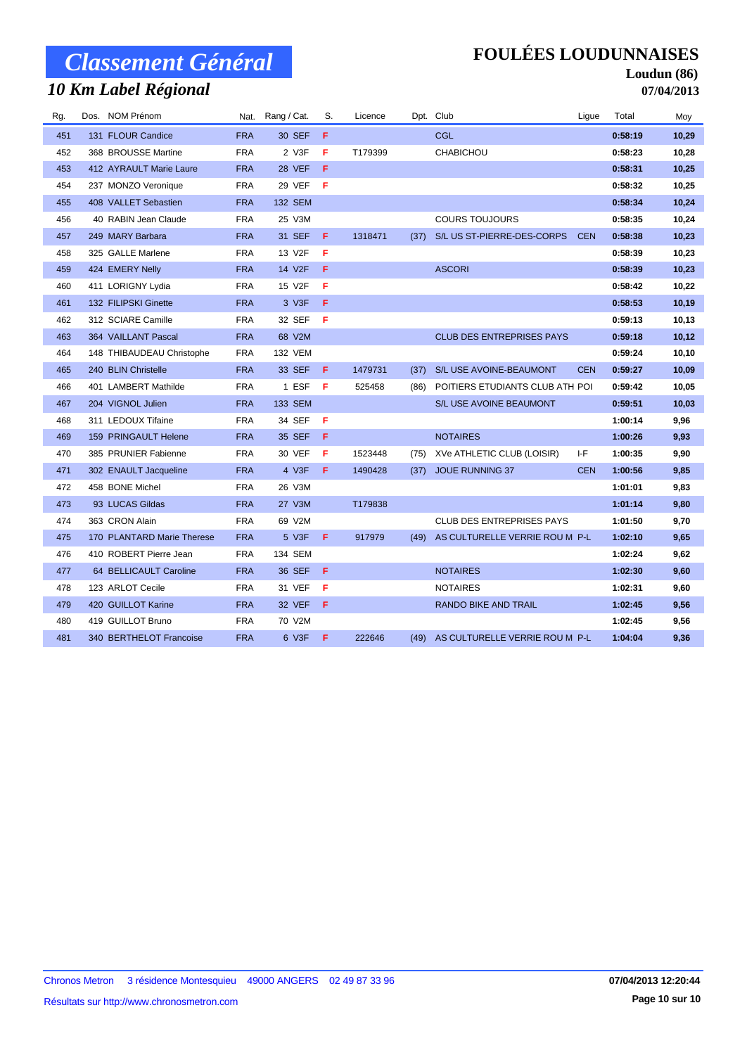# Classement Général

## 10 Km Label Régional

**FOULÉES LOUDUNNAISES**

**Loudun (86)**

**07/04/2013**

| Rg. | Dos. | NOM Prénom | Nat. | Rang / Cat. | S. | Licence | Dpt. | Club | Ligue | Total | Moy |
|---|---|---|---|---|---|---|---|---|---|---|---|
| 451 | 131 | FLOUR Candice | FRA | 30 SEF | F | | | CGL | | 0:58:19 | 10,29 |
| 452 | 368 | BROUSSE Martine | FRA | 2 V3F | F | T179399 | | CHABICHOU | | 0:58:23 | 10,28 |
| 453 | 412 | AYRAULT Marie Laure | FRA | 28 VEF | F | | | | | 0:58:31 | 10,25 |
| 454 | 237 | MONZO Veronique | FRA | 29 VEF | F | | | | | 0:58:32 | 10,25 |
| 455 | 408 | VALLET Sebastien | FRA | 132 SEM | | | | | | 0:58:34 | 10,24 |
| 456 | 40 | RABIN Jean Claude | FRA | 25 V3M | | | | COURS TOUJOURS | | 0:58:35 | 10,24 |
| 457 | 249 | MARY Barbara | FRA | 31 SEF | F | 1318471 | (37) | S/L US ST-PIERRE-DES-CORPS | CEN | 0:58:38 | 10,23 |
| 458 | 325 | GALLE Marlene | FRA | 13 V2F | F | | | | | 0:58:39 | 10,23 |
| 459 | 424 | EMERY Nelly | FRA | 14 V2F | F | | | ASCORI | | 0:58:39 | 10,23 |
| 460 | 411 | LORIGNY Lydia | FRA | 15 V2F | F | | | | | 0:58:42 | 10,22 |
| 461 | 132 | FILIPSKI Ginette | FRA | 3 V3F | F | | | | | 0:58:53 | 10,19 |
| 462 | 312 | SCIARE Camille | FRA | 32 SEF | F | | | | | 0:59:13 | 10,13 |
| 463 | 364 | VAILLANT Pascal | FRA | 68 V2M | | | | CLUB DES ENTREPRISES PAYS | | 0:59:18 | 10,12 |
| 464 | 148 | THIBAUDEAU Christophe | FRA | 132 VEM | | | | | | 0:59:24 | 10,10 |
| 465 | 240 | BLIN Christelle | FRA | 33 SEF | F | 1479731 | (37) | S/L USE AVOINE-BEAUMONT | CEN | 0:59:27 | 10,09 |
| 466 | 401 | LAMBERT Mathilde | FRA | 1 ESF | F | 525458 | (86) | POITIERS ETUDIANTS CLUB ATH | POI | 0:59:42 | 10,05 |
| 467 | 204 | VIGNOL Julien | FRA | 133 SEM | | | | S/L USE AVOINE BEAUMONT | | 0:59:51 | 10,03 |
| 468 | 311 | LEDOUX Tifaine | FRA | 34 SEF | F | | | | | 1:00:14 | 9,96 |
| 469 | 159 | PRINGAULT Helene | FRA | 35 SEF | F | | | NOTAIRES | | 1:00:26 | 9,93 |
| 470 | 385 | PRUNIER Fabienne | FRA | 30 VEF | F | 1523448 | (75) | XVe ATHLETIC CLUB (LOISIR) | I-F | 1:00:35 | 9,90 |
| 471 | 302 | ENAULT Jacqueline | FRA | 4 V3F | F | 1490428 | (37) | JOUE RUNNING 37 | CEN | 1:00:56 | 9,85 |
| 472 | 458 | BONE Michel | FRA | 26 V3M | | | | | | 1:01:01 | 9,83 |
| 473 | 93 | LUCAS Gildas | FRA | 27 V3M | | T179838 | | | | 1:01:14 | 9,80 |
| 474 | 363 | CRON Alain | FRA | 69 V2M | | | | CLUB DES ENTREPRISES PAYS | | 1:01:50 | 9,70 |
| 475 | 170 | PLANTARD Marie Therese | FRA | 5 V3F | F | 917979 | (49) | AS CULTURELLE VERRIE ROU M | P-L | 1:02:10 | 9,65 |
| 476 | 410 | ROBERT Pierre Jean | FRA | 134 SEM | | | | | | 1:02:24 | 9,62 |
| 477 | 64 | BELLICAULT Caroline | FRA | 36 SEF | F | | | NOTAIRES | | 1:02:30 | 9,60 |
| 478 | 123 | ARLOT Cecile | FRA | 31 VEF | F | | | NOTAIRES | | 1:02:31 | 9,60 |
| 479 | 420 | GUILLOT Karine | FRA | 32 VEF | F | | | RANDO BIKE AND TRAIL | | 1:02:45 | 9,56 |
| 480 | 419 | GUILLOT Bruno | FRA | 70 V2M | | | | | | 1:02:45 | 9,56 |
| 481 | 340 | BERTHELOT Francoise | FRA | 6 V3F | F | 222646 | (49) | AS CULTURELLE VERRIE ROU M | P-L | 1:04:04 | 9,36 |

Chronos Metron 3 résidence Montesquieu 49000 ANGERS 02 49 87 33 96

Résultats sur http://www.chronosmetron.com

07/04/2013 12:20:44